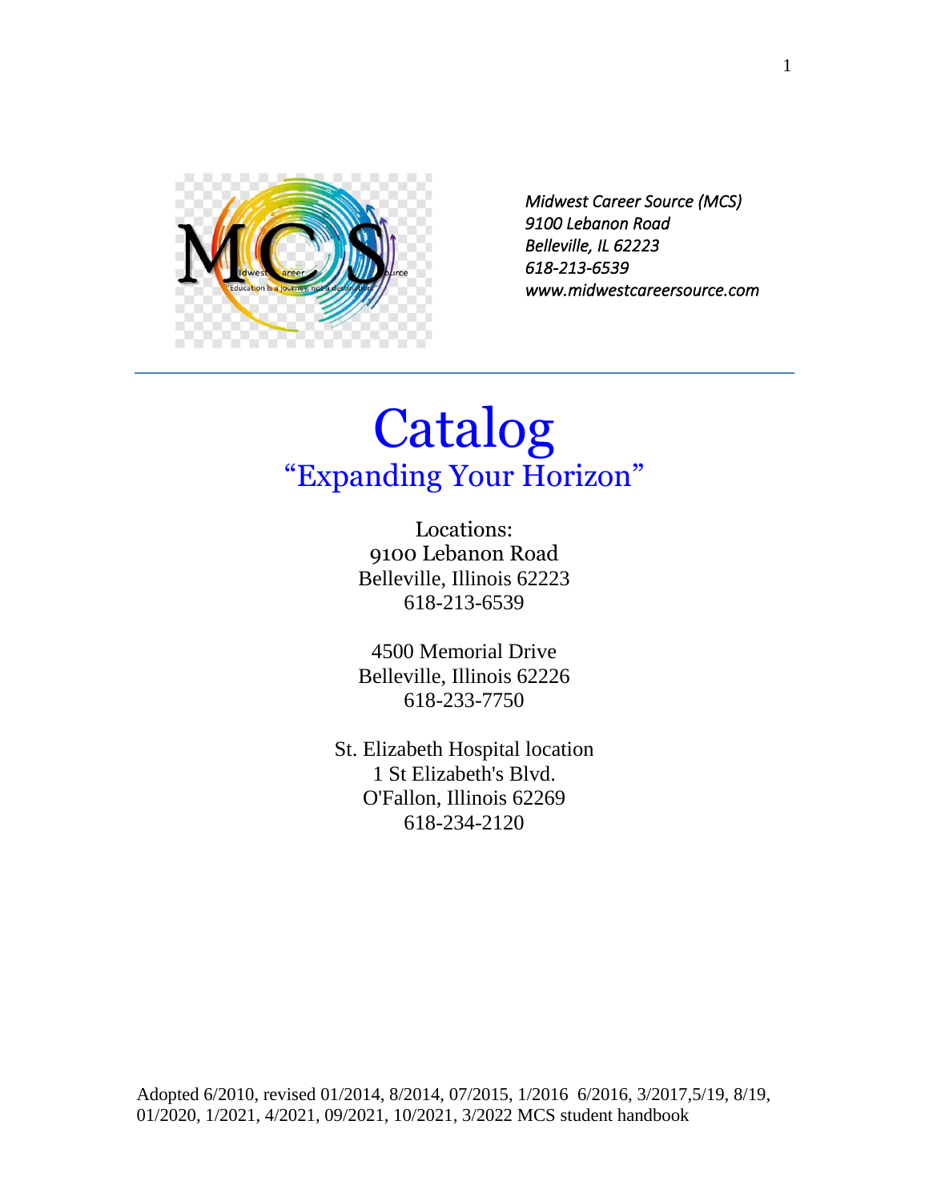*Midwest Career Source (MCS)*
*9100 Lebanon Road*
*Belleville, IL 62223*
*618-213-6539*
*www.midwestcareersource.com*

---

# Catalog

## "Expanding Your Horizon"

Locations:
9100 Lebanon Road
Belleville, Illinois 62223
618-213-6539

4500 Memorial Drive
Belleville, Illinois 62226
618-233-7750

St. Elizabeth Hospital location
1 St Elizabeth's Blvd.
O'Fallon, Illinois 62269
618-234-2120

Adopted 6/2010, revised 01/2014, 8/2014, 07/2015, 1/2016 6/2016, 3/2017,5/19, 8/19, 01/2020, 1/2021, 4/2021, 09/2021, 10/2021, 3/2022 MCS student handbook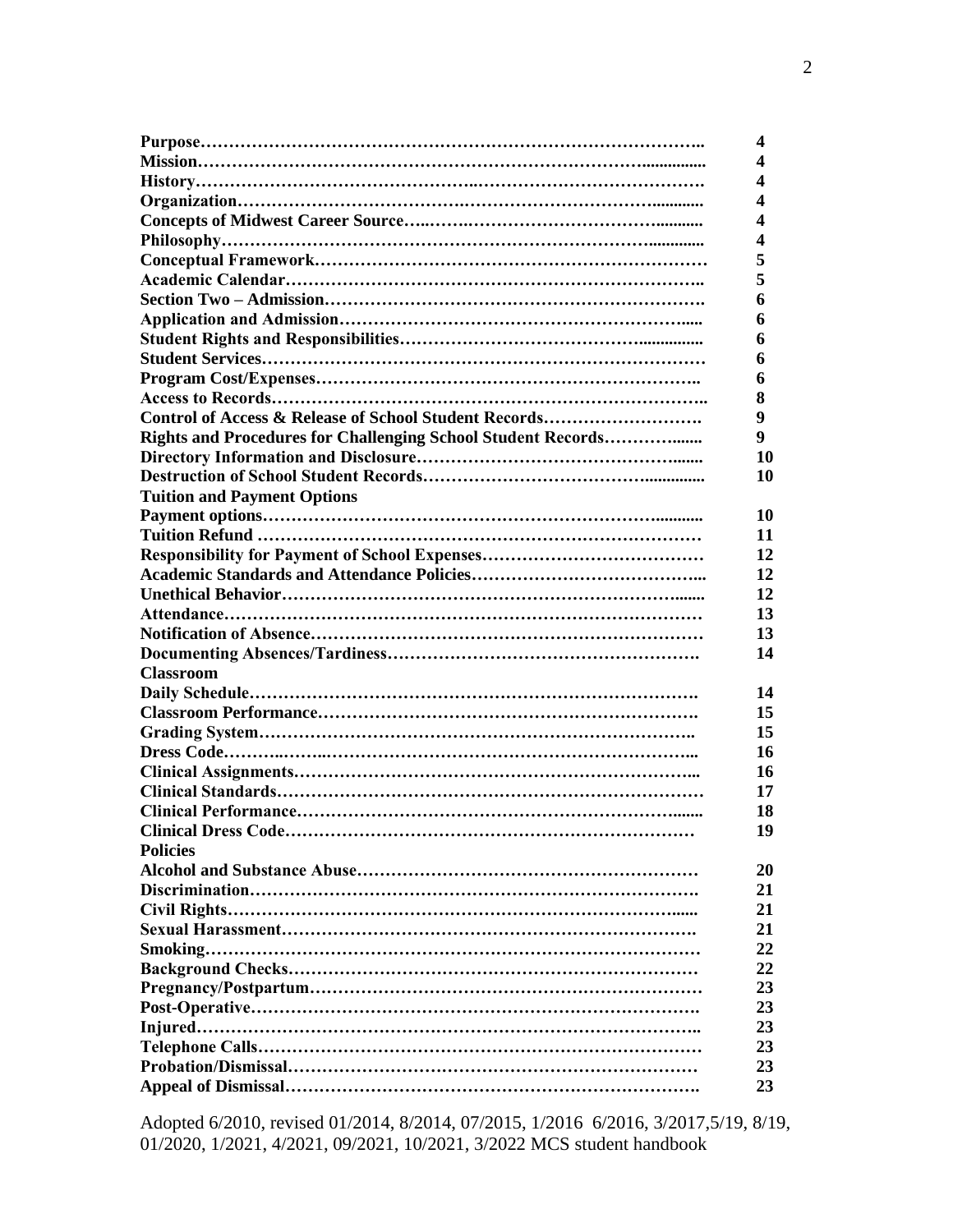| | |
|---|---|
| **Purpose** | **4** |
| **Mission** | **4** |
| **History** | **4** |
| **Organization** | **4** |
| **Concepts of Midwest Career Source** | **4** |
| **Philosophy** | **4** |
| **Conceptual Framework** | **5** |
| **Academic Calendar** | **5** |
| **Section Two – Admission** | **6** |
| **Application and Admission** | **6** |
| **Student Rights and Responsibilities** | **6** |
| **Student Services** | **6** |
| **Program Cost/Expenses** | **6** |
| **Access to Records** | **8** |
| **Control of Access & Release of School Student Records** | **9** |
| **Rights and Procedures for Challenging School Student Records** | **9** |
| **Directory Information and Disclosure** | **10** |
| **Destruction of School Student Records** | **10** |
| **Tuition and Payment Options** | |
| **Payment options** | **10** |
| **Tuition Refund** | **11** |
| **Responsibility for Payment of School Expenses** | **12** |
| **Academic Standards and Attendance Policies** | **12** |
| **Unethical Behavior** | **12** |
| **Attendance** | **13** |
| **Notification of Absence** | **13** |
| **Documenting Absences/Tardiness** | **14** |
| **Classroom** | |
| **Daily Schedule** | **14** |
| **Classroom Performance** | **15** |
| **Grading System** | **15** |
| **Dress Code** | **16** |
| **Clinical Assignments** | **16** |
| **Clinical Standards** | **17** |
| **Clinical Performance** | **18** |
| **Clinical Dress Code** | **19** |
| **Policies** | |
| **Alcohol and Substance Abuse** | **20** |
| **Discrimination** | **21** |
| **Civil Rights** | **21** |
| **Sexual Harassment** | **21** |
| **Smoking** | **22** |
| **Background Checks** | **22** |
| **Pregnancy/Postpartum** | **23** |
| **Post-Operative** | **23** |
| **Injured** | **23** |
| **Telephone Calls** | **23** |
| **Probation/Dismissal** | **23** |
| **Appeal of Dismissal** | **23** |

Adopted 6/2010, revised 01/2014, 8/2014, 07/2015, 1/2016 6/2016, 3/2017,5/19, 8/19, 01/2020, 1/2021, 4/2021, 09/2021, 10/2021, 3/2022 MCS student handbook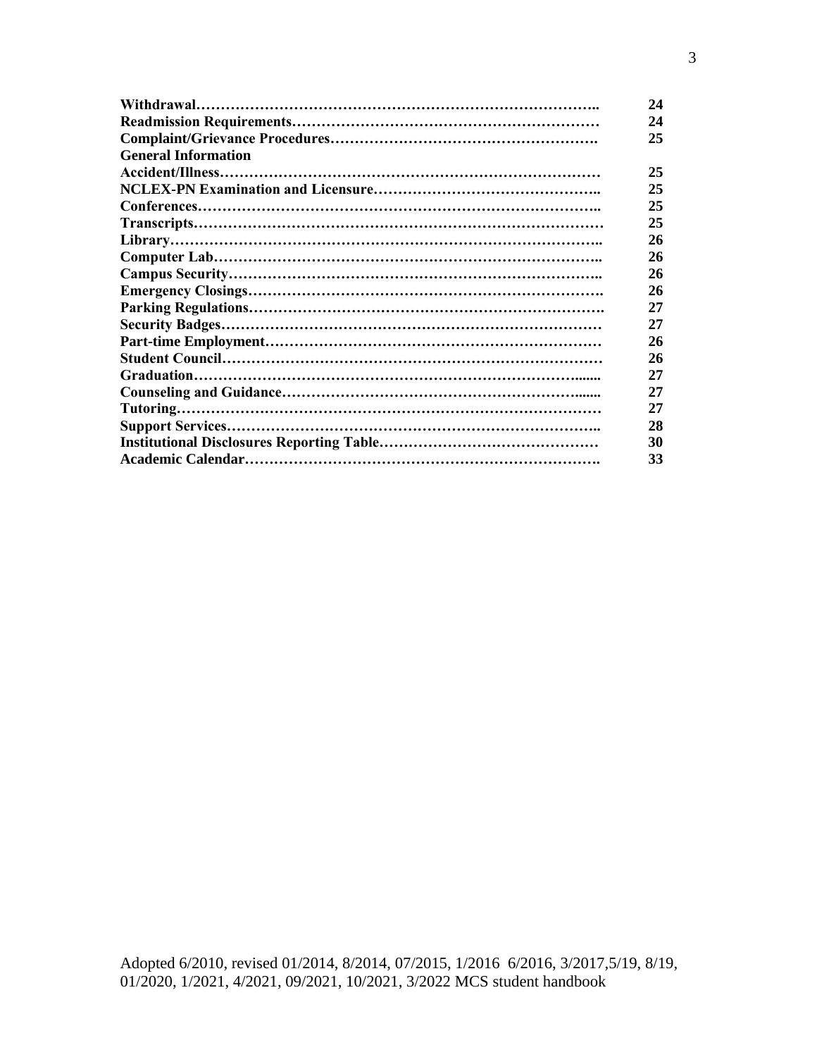| | |
|---|---|
| **Withdrawal** | **24** |
| **Readmission Requirements** | **24** |
| **Complaint/Grievance Procedures** | **25** |
| **General Information** | |
| **Accident/Illness** | **25** |
| **NCLEX-PN Examination and Licensure** | **25** |
| **Conferences** | **25** |
| **Transcripts** | **25** |
| **Library** | **26** |
| **Computer Lab** | **26** |
| **Campus Security** | **26** |
| **Emergency Closings** | **26** |
| **Parking Regulations** | **27** |
| **Security Badges** | **27** |
| **Part-time Employment** | **26** |
| **Student Council** | **26** |
| **Graduation** | **27** |
| **Counseling and Guidance** | **27** |
| **Tutoring** | **27** |
| **Support Services** | **28** |
| **Institutional Disclosures Reporting Table** | **30** |
| **Academic Calendar** | **33** |

Adopted 6/2010, revised 01/2014, 8/2014, 07/2015, 1/2016 6/2016, 3/2017,5/19, 8/19, 01/2020, 1/2021, 4/2021, 09/2021, 10/2021, 3/2022 MCS student handbook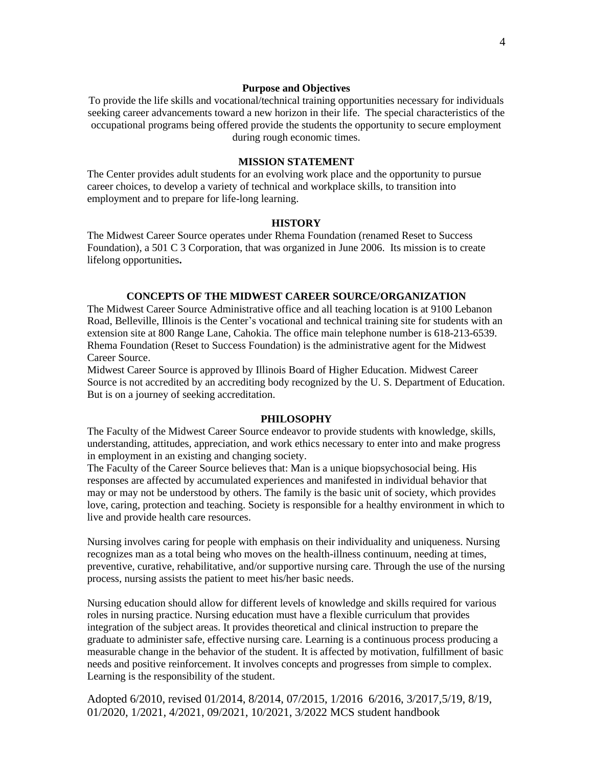## Purpose and Objectives

To provide the life skills and vocational/technical training opportunities necessary for individuals seeking career advancements toward a new horizon in their life. The special characteristics of the occupational programs being offered provide the students the opportunity to secure employment during rough economic times.

## MISSION STATEMENT

The Center provides adult students for an evolving work place and the opportunity to pursue career choices, to develop a variety of technical and workplace skills, to transition into employment and to prepare for life-long learning.

## HISTORY

The Midwest Career Source operates under Rhema Foundation (renamed Reset to Success Foundation), a 501 C 3 Corporation, that was organized in June 2006. Its mission is to create lifelong opportunities**.**

## CONCEPTS OF THE MIDWEST CAREER SOURCE/ORGANIZATION

The Midwest Career Source Administrative office and all teaching location is at 9100 Lebanon Road, Belleville, Illinois is the Center's vocational and technical training site for students with an extension site at 800 Range Lane, Cahokia. The office main telephone number is 618-213-6539. Rhema Foundation (Reset to Success Foundation) is the administrative agent for the Midwest Career Source.

Midwest Career Source is approved by Illinois Board of Higher Education. Midwest Career Source is not accredited by an accrediting body recognized by the U. S. Department of Education. But is on a journey of seeking accreditation.

## PHILOSOPHY

The Faculty of the Midwest Career Source endeavor to provide students with knowledge, skills, understanding, attitudes, appreciation, and work ethics necessary to enter into and make progress in employment in an existing and changing society.

The Faculty of the Career Source believes that: Man is a unique biopsychosocial being. His responses are affected by accumulated experiences and manifested in individual behavior that may or may not be understood by others. The family is the basic unit of society, which provides love, caring, protection and teaching. Society is responsible for a healthy environment in which to live and provide health care resources.

Nursing involves caring for people with emphasis on their individuality and uniqueness. Nursing recognizes man as a total being who moves on the health-illness continuum, needing at times, preventive, curative, rehabilitative, and/or supportive nursing care. Through the use of the nursing process, nursing assists the patient to meet his/her basic needs.

Nursing education should allow for different levels of knowledge and skills required for various roles in nursing practice. Nursing education must have a flexible curriculum that provides integration of the subject areas. It provides theoretical and clinical instruction to prepare the graduate to administer safe, effective nursing care. Learning is a continuous process producing a measurable change in the behavior of the student. It is affected by motivation, fulfillment of basic needs and positive reinforcement. It involves concepts and progresses from simple to complex. Learning is the responsibility of the student.

Adopted 6/2010, revised 01/2014, 8/2014, 07/2015, 1/2016 6/2016, 3/2017,5/19, 8/19, 01/2020, 1/2021, 4/2021, 09/2021, 10/2021, 3/2022 MCS student handbook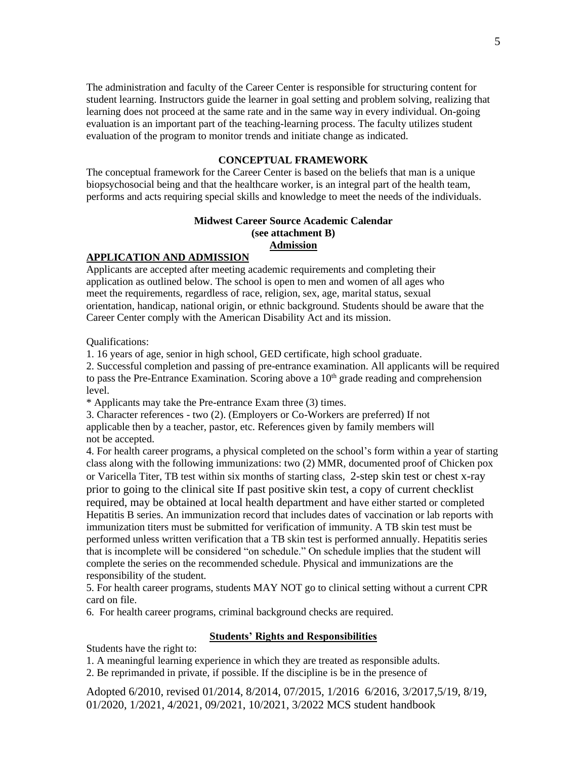The administration and faculty of the Career Center is responsible for structuring content for student learning. Instructors guide the learner in goal setting and problem solving, realizing that learning does not proceed at the same rate and in the same way in every individual. On-going evaluation is an important part of the teaching-learning process. The faculty utilizes student evaluation of the program to monitor trends and initiate change as indicated.

## CONCEPTUAL FRAMEWORK

The conceptual framework for the Career Center is based on the beliefs that man is a unique biopsychosocial being and that the healthcare worker, is an integral part of the health team, performs and acts requiring special skills and knowledge to meet the needs of the individuals.

**Midwest Career Source Academic Calendar**
**(see attachment B)**

## Admission

## APPLICATION AND ADMISSION

Applicants are accepted after meeting academic requirements and completing their application as outlined below. The school is open to men and women of all ages who meet the requirements, regardless of race, religion, sex, age, marital status, sexual orientation, handicap, national origin, or ethnic background. Students should be aware that the Career Center comply with the American Disability Act and its mission.

Qualifications:

1. 16 years of age, senior in high school, GED certificate, high school graduate.
2. Successful completion and passing of pre-entrance examination. All applicants will be required to pass the Pre-Entrance Examination. Scoring above a 10th grade reading and comprehension level.

   * Applicants may take the Pre-entrance Exam three (3) times.
3. Character references - two (2). (Employers or Co-Workers are preferred) If not applicable then by a teacher, pastor, etc. References given by family members will not be accepted.
4. For health career programs, a physical completed on the school's form within a year of starting class along with the following immunizations: two (2) MMR, documented proof of Chicken pox or Varicella Titer, TB test within six months of starting class, 2-step skin test or chest x-ray prior to going to the clinical site If past positive skin test, a copy of current checklist required, may be obtained at local health department and have either started or completed Hepatitis B series. An immunization record that includes dates of vaccination or lab reports with immunization titers must be submitted for verification of immunity. A TB skin test must be performed unless written verification that a TB skin test is performed annually. Hepatitis series that is incomplete will be considered "on schedule." On schedule implies that the student will complete the series on the recommended schedule. Physical and immunizations are the responsibility of the student.
5. For health career programs, students MAY NOT go to clinical setting without a current CPR card on file.
6. For health career programs, criminal background checks are required.

## Students' Rights and Responsibilities

Students have the right to:

1. A meaningful learning experience in which they are treated as responsible adults.
2. Be reprimanded in private, if possible. If the discipline is be in the presence of

Adopted 6/2010, revised 01/2014, 8/2014, 07/2015, 1/2016 6/2016, 3/2017,5/19, 8/19, 01/2020, 1/2021, 4/2021, 09/2021, 10/2021, 3/2022 MCS student handbook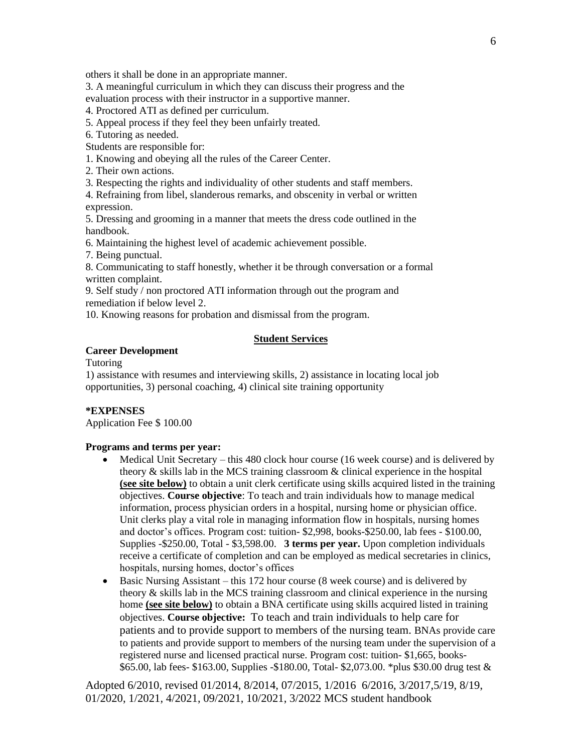others it shall be done in an appropriate manner.

3. A meaningful curriculum in which they can discuss their progress and the evaluation process with their instructor in a supportive manner.
4. Proctored ATI as defined per curriculum.
5. Appeal process if they feel they been unfairly treated.
6. Tutoring as needed.

Students are responsible for:

1. Knowing and obeying all the rules of the Career Center.
2. Their own actions.
3. Respecting the rights and individuality of other students and staff members.
4. Refraining from libel, slanderous remarks, and obscenity in verbal or written expression.
5. Dressing and grooming in a manner that meets the dress code outlined in the handbook.
6. Maintaining the highest level of academic achievement possible.
7. Being punctual.
8. Communicating to staff honestly, whether it be through conversation or a formal written complaint.
9. Self study / non proctored ATI information through out the program and remediation if below level 2.
10. Knowing reasons for probation and dismissal from the program.

## Student Services

**Career Development**

Tutoring

1) assistance with resumes and interviewing skills, 2) assistance in locating local job opportunities, 3) personal coaching, 4) clinical site training opportunity

**\*EXPENSES**

Application Fee $ 100.00

**Programs and terms per year:**

- Medical Unit Secretary – this 480 clock hour course (16 week course) and is delivered by theory & skills lab in the MCS training classroom & clinical experience in the hospital **(see site below)** to obtain a unit clerk certificate using skills acquired listed in the training objectives. **Course objective**: To teach and train individuals how to manage medical information, process physician orders in a hospital, nursing home or physician office. Unit clerks play a vital role in managing information flow in hospitals, nursing homes and doctor's offices. Program cost: tuition- $2,998, books-$250.00, lab fees - $100.00, Supplies -$250.00, Total - $3,598.00. **3 terms per year.** Upon completion individuals receive a certificate of completion and can be employed as medical secretaries in clinics, hospitals, nursing homes, doctor's offices
- Basic Nursing Assistant – this 172 hour course (8 week course) and is delivered by theory & skills lab in the MCS training classroom and clinical experience in the nursing home **(see site below)** to obtain a BNA certificate using skills acquired listed in training objectives. **Course objective:** To teach and train individuals to help care for patients and to provide support to members of the nursing team. BNAs provide care to patients and provide support to members of the nursing team under the supervision of a registered nurse and licensed practical nurse. Program cost: tuition- $1,665, books-$65.00, lab fees- $163.00, Supplies -$180.00, Total- $2,073.00. *plus $30.00 drug test &

Adopted 6/2010, revised 01/2014, 8/2014, 07/2015, 1/2016 6/2016, 3/2017,5/19, 8/19, 01/2020, 1/2021, 4/2021, 09/2021, 10/2021, 3/2022 MCS student handbook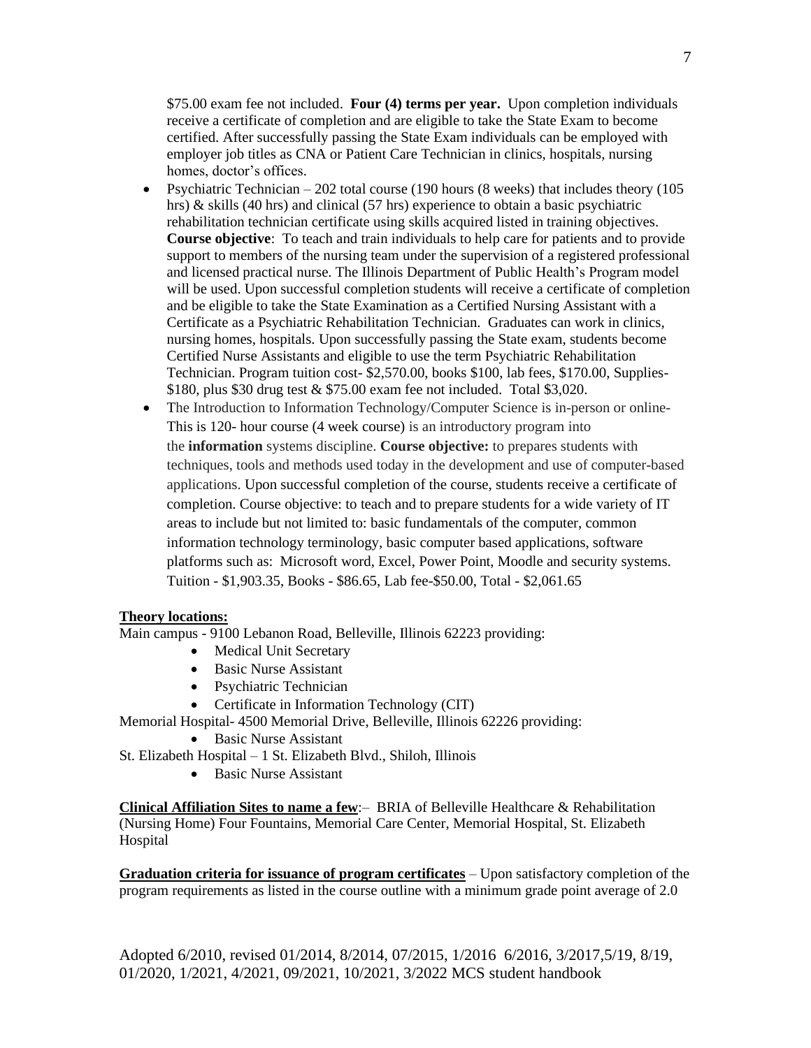$75.00 exam fee not included. **Four (4) terms per year.** Upon completion individuals receive a certificate of completion and are eligible to take the State Exam to become certified. After successfully passing the State Exam individuals can be employed with employer job titles as CNA or Patient Care Technician in clinics, hospitals, nursing homes, doctor's offices.

- Psychiatric Technician – 202 total course (190 hours (8 weeks) that includes theory (105 hrs) & skills (40 hrs) and clinical (57 hrs) experience to obtain a basic psychiatric rehabilitation technician certificate using skills acquired listed in training objectives. **Course objective**: To teach and train individuals to help care for patients and to provide support to members of the nursing team under the supervision of a registered professional and licensed practical nurse. The Illinois Department of Public Health's Program model will be used. Upon successful completion students will receive a certificate of completion and be eligible to take the State Examination as a Certified Nursing Assistant with a Certificate as a Psychiatric Rehabilitation Technician. Graduates can work in clinics, nursing homes, hospitals. Upon successfully passing the State exam, students become Certified Nurse Assistants and eligible to use the term Psychiatric Rehabilitation Technician. Program tuition cost- $2,570.00, books $100, lab fees, $170.00, Supplies- $180, plus $30 drug test & $75.00 exam fee not included. Total $3,020.
- The Introduction to Information Technology/Computer Science is in-person or online- This is 120- hour course (4 week course) is an introductory program into the **information** systems discipline. **Course objective:** to prepares students with techniques, tools and methods used today in the development and use of computer-based applications. Upon successful completion of the course, students receive a certificate of completion. Course objective: to teach and to prepare students for a wide variety of IT areas to include but not limited to: basic fundamentals of the computer, common information technology terminology, basic computer based applications, software platforms such as: Microsoft word, Excel, Power Point, Moodle and security systems. Tuition - $1,903.35, Books - $86.65, Lab fee-$50.00, Total - $2,061.65

**Theory locations:**

Main campus - 9100 Lebanon Road, Belleville, Illinois 62223 providing:

- Medical Unit Secretary
- Basic Nurse Assistant
- Psychiatric Technician
- Certificate in Information Technology (CIT)

Memorial Hospital- 4500 Memorial Drive, Belleville, Illinois 62226 providing:

- Basic Nurse Assistant

St. Elizabeth Hospital – 1 St. Elizabeth Blvd., Shiloh, Illinois

- Basic Nurse Assistant

**Clinical Affiliation Sites to name a few**:– BRIA of Belleville Healthcare & Rehabilitation (Nursing Home) Four Fountains, Memorial Care Center, Memorial Hospital, St. Elizabeth Hospital

**Graduation criteria for issuance of program certificates** – Upon satisfactory completion of the program requirements as listed in the course outline with a minimum grade point average of 2.0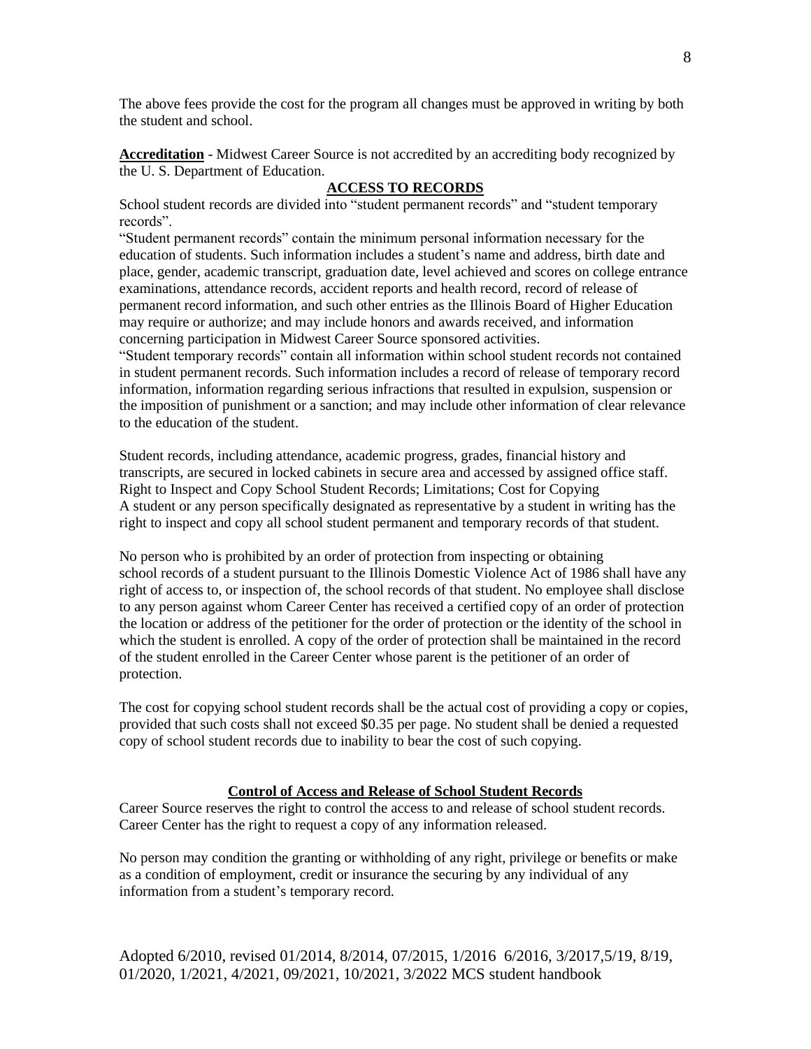The above fees provide the cost for the program all changes must be approved in writing by both the student and school.

**Accreditation** - Midwest Career Source is not accredited by an accrediting body recognized by the U. S. Department of Education.

## ACCESS TO RECORDS

School student records are divided into "student permanent records" and "student temporary records".

"Student permanent records" contain the minimum personal information necessary for the education of students. Such information includes a student's name and address, birth date and place, gender, academic transcript, graduation date, level achieved and scores on college entrance examinations, attendance records, accident reports and health record, record of release of permanent record information, and such other entries as the Illinois Board of Higher Education may require or authorize; and may include honors and awards received, and information concerning participation in Midwest Career Source sponsored activities.

"Student temporary records" contain all information within school student records not contained in student permanent records. Such information includes a record of release of temporary record information, information regarding serious infractions that resulted in expulsion, suspension or the imposition of punishment or a sanction; and may include other information of clear relevance to the education of the student.

Student records, including attendance, academic progress, grades, financial history and transcripts, are secured in locked cabinets in secure area and accessed by assigned office staff.

Right to Inspect and Copy School Student Records; Limitations; Cost for Copying

A student or any person specifically designated as representative by a student in writing has the right to inspect and copy all school student permanent and temporary records of that student.

No person who is prohibited by an order of protection from inspecting or obtaining school records of a student pursuant to the Illinois Domestic Violence Act of 1986 shall have any right of access to, or inspection of, the school records of that student. No employee shall disclose to any person against whom Career Center has received a certified copy of an order of protection the location or address of the petitioner for the order of protection or the identity of the school in which the student is enrolled. A copy of the order of protection shall be maintained in the record of the student enrolled in the Career Center whose parent is the petitioner of an order of protection.

The cost for copying school student records shall be the actual cost of providing a copy or copies, provided that such costs shall not exceed $0.35 per page. No student shall be denied a requested copy of school student records due to inability to bear the cost of such copying.

## Control of Access and Release of School Student Records

Career Source reserves the right to control the access to and release of school student records. Career Center has the right to request a copy of any information released.

No person may condition the granting or withholding of any right, privilege or benefits or make as a condition of employment, credit or insurance the securing by any individual of any information from a student's temporary record.

Adopted 6/2010, revised 01/2014, 8/2014, 07/2015, 1/2016 6/2016, 3/2017,5/19, 8/19, 01/2020, 1/2021, 4/2021, 09/2021, 10/2021, 3/2022 MCS student handbook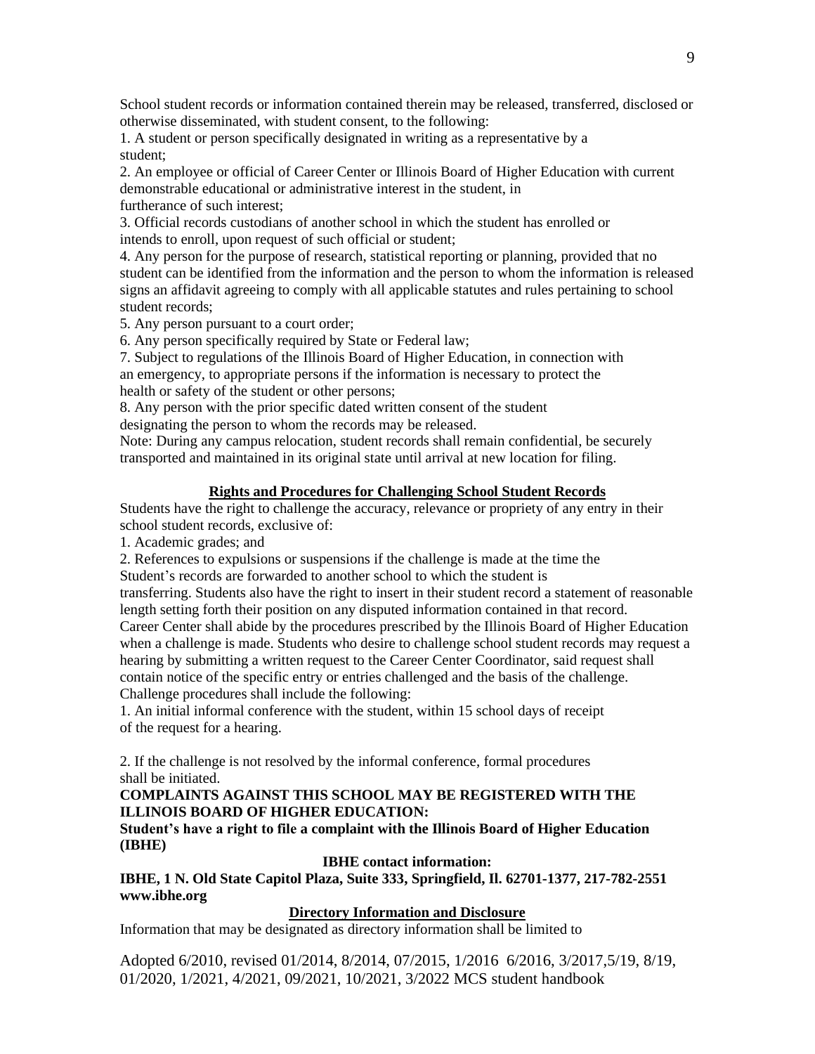School student records or information contained therein may be released, transferred, disclosed or otherwise disseminated, with student consent, to the following:

1. A student or person specifically designated in writing as a representative by a student;
2. An employee or official of Career Center or Illinois Board of Higher Education with current demonstrable educational or administrative interest in the student, in furtherance of such interest;
3. Official records custodians of another school in which the student has enrolled or intends to enroll, upon request of such official or student;
4. Any person for the purpose of research, statistical reporting or planning, provided that no student can be identified from the information and the person to whom the information is released signs an affidavit agreeing to comply with all applicable statutes and rules pertaining to school student records;
5. Any person pursuant to a court order;
6. Any person specifically required by State or Federal law;
7. Subject to regulations of the Illinois Board of Higher Education, in connection with an emergency, to appropriate persons if the information is necessary to protect the health or safety of the student or other persons;
8. Any person with the prior specific dated written consent of the student designating the person to whom the records may be released.

Note: During any campus relocation, student records shall remain confidential, be securely transported and maintained in its original state until arrival at new location for filing.

## Rights and Procedures for Challenging School Student Records

Students have the right to challenge the accuracy, relevance or propriety of any entry in their school student records, exclusive of:

1. Academic grades; and
2. References to expulsions or suspensions if the challenge is made at the time the Student's records are forwarded to another school to which the student is transferring. Students also have the right to insert in their student record a statement of reasonable length setting forth their position on any disputed information contained in that record.

Career Center shall abide by the procedures prescribed by the Illinois Board of Higher Education when a challenge is made. Students who desire to challenge school student records may request a hearing by submitting a written request to the Career Center Coordinator, said request shall contain notice of the specific entry or entries challenged and the basis of the challenge. Challenge procedures shall include the following:

1. An initial informal conference with the student, within 15 school days of receipt of the request for a hearing.

2. If the challenge is not resolved by the informal conference, formal procedures shall be initiated.

**COMPLAINTS AGAINST THIS SCHOOL MAY BE REGISTERED WITH THE ILLINOIS BOARD OF HIGHER EDUCATION:**

**Student's have a right to file a complaint with the Illinois Board of Higher Education (IBHE)**

**IBHE contact information:**

**IBHE, 1 N. Old State Capitol Plaza, Suite 333, Springfield, Il. 62701-1377, 217-782-2551 www.ibhe.org**

## Directory Information and Disclosure

Information that may be designated as directory information shall be limited to

Adopted 6/2010, revised 01/2014, 8/2014, 07/2015, 1/2016 6/2016, 3/2017,5/19, 8/19, 01/2020, 1/2021, 4/2021, 09/2021, 10/2021, 3/2022 MCS student handbook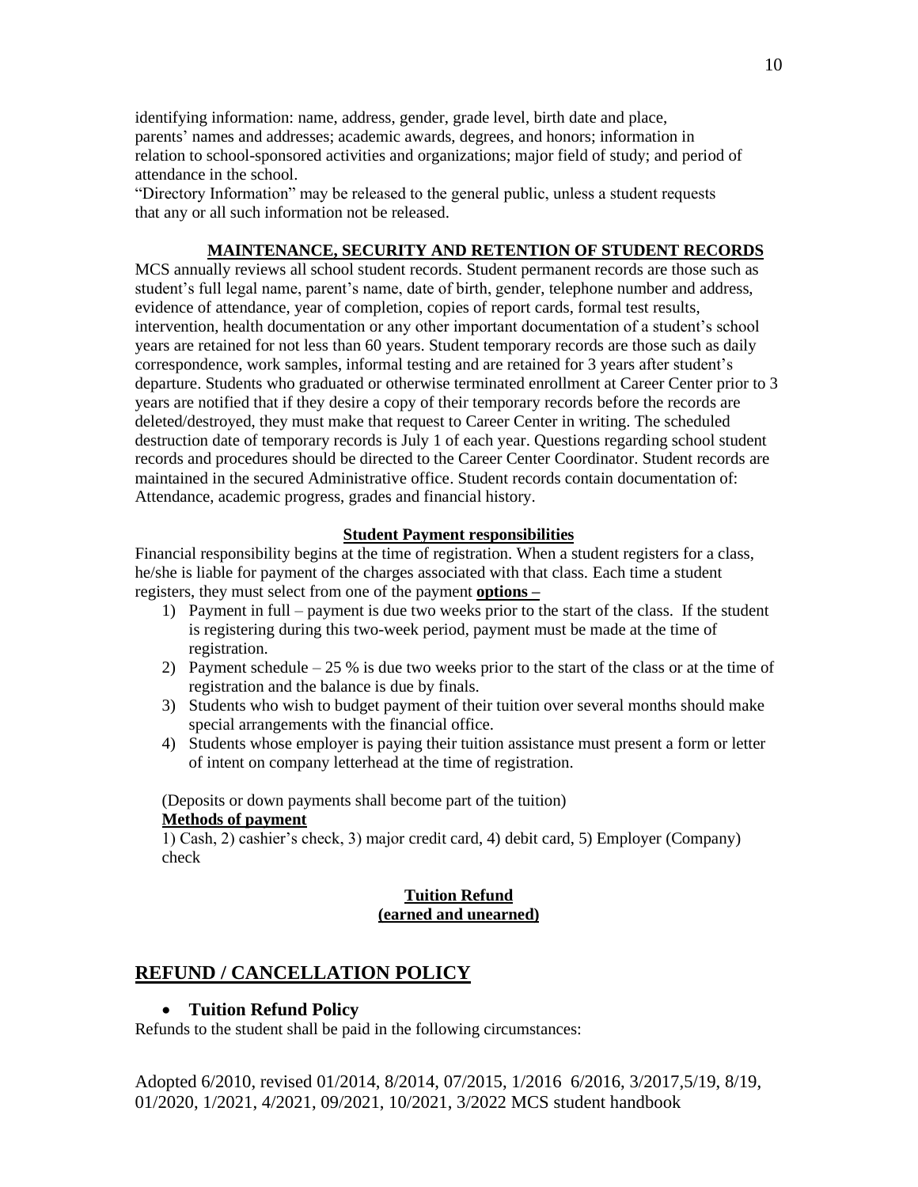identifying information: name, address, gender, grade level, birth date and place, parents' names and addresses; academic awards, degrees, and honors; information in relation to school-sponsored activities and organizations; major field of study; and period of attendance in the school.

"Directory Information" may be released to the general public, unless a student requests that any or all such information not be released.

## MAINTENANCE, SECURITY AND RETENTION OF STUDENT RECORDS

MCS annually reviews all school student records. Student permanent records are those such as student's full legal name, parent's name, date of birth, gender, telephone number and address, evidence of attendance, year of completion, copies of report cards, formal test results, intervention, health documentation or any other important documentation of a student's school years are retained for not less than 60 years. Student temporary records are those such as daily correspondence, work samples, informal testing and are retained for 3 years after student's departure. Students who graduated or otherwise terminated enrollment at Career Center prior to 3 years are notified that if they desire a copy of their temporary records before the records are deleted/destroyed, they must make that request to Career Center in writing. The scheduled destruction date of temporary records is July 1 of each year. Questions regarding school student records and procedures should be directed to the Career Center Coordinator. Student records are maintained in the secured Administrative office. Student records contain documentation of: Attendance, academic progress, grades and financial history.

### Student Payment responsibilities

Financial responsibility begins at the time of registration. When a student registers for a class, he/she is liable for payment of the charges associated with that class. Each time a student registers, they must select from one of the payment **options –**

1) Payment in full – payment is due two weeks prior to the start of the class. If the student is registering during this two-week period, payment must be made at the time of registration.
2) Payment schedule – 25 % is due two weeks prior to the start of the class or at the time of registration and the balance is due by finals.
3) Students who wish to budget payment of their tuition over several months should make special arrangements with the financial office.
4) Students whose employer is paying their tuition assistance must present a form or letter of intent on company letterhead at the time of registration.

(Deposits or down payments shall become part of the tuition)

**Methods of payment**

1) Cash, 2) cashier's check, 3) major credit card, 4) debit card, 5) Employer (Company) check

### Tuition Refund
### (earned and unearned)

## REFUND / CANCELLATION POLICY

- **Tuition Refund Policy**

Refunds to the student shall be paid in the following circumstances:

Adopted 6/2010, revised 01/2014, 8/2014, 07/2015, 1/2016 6/2016, 3/2017,5/19, 8/19, 01/2020, 1/2021, 4/2021, 09/2021, 10/2021, 3/2022 MCS student handbook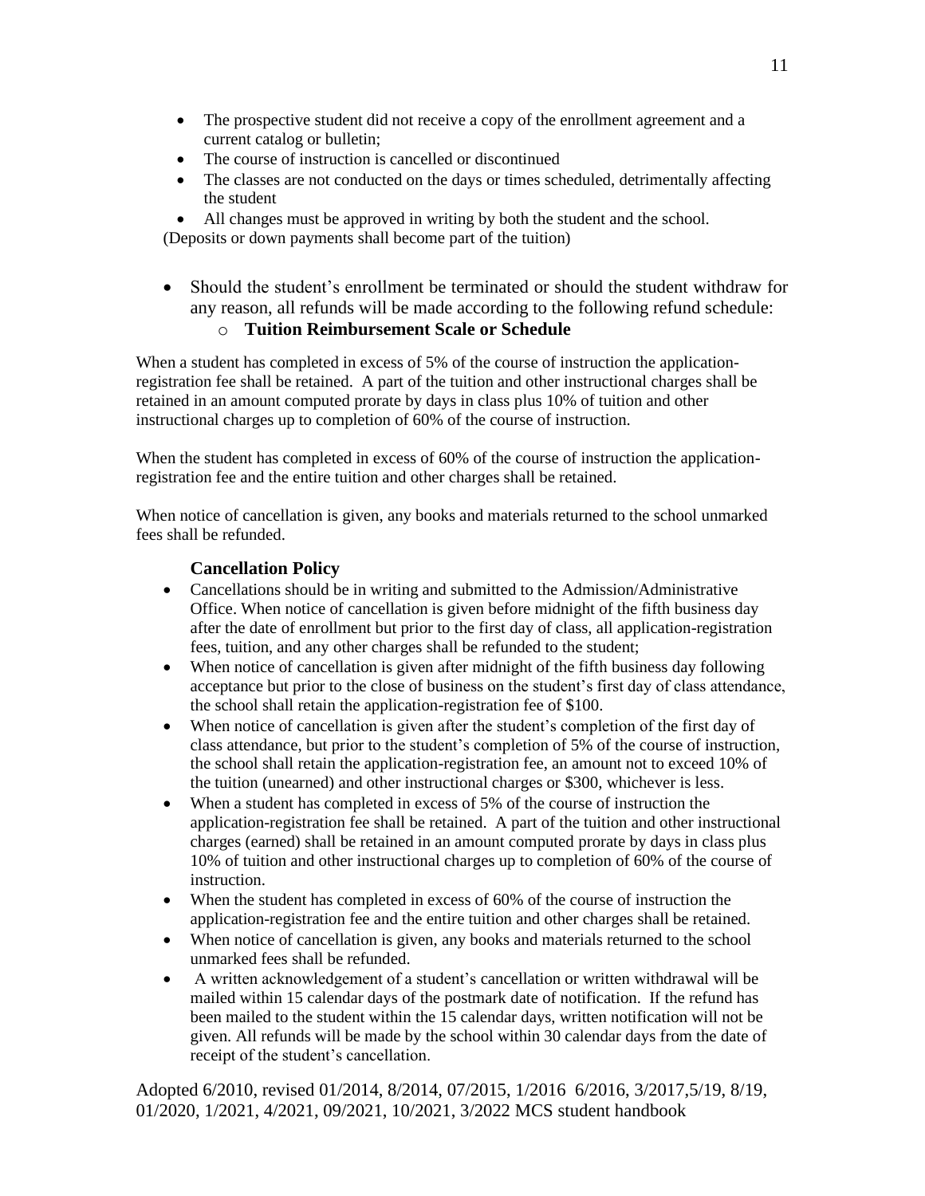- The prospective student did not receive a copy of the enrollment agreement and a current catalog or bulletin;
- The course of instruction is cancelled or discontinued
- The classes are not conducted on the days or times scheduled, detrimentally affecting the student
- All changes must be approved in writing by both the student and the school.

(Deposits or down payments shall become part of the tuition)

- Should the student's enrollment be terminated or should the student withdraw for any reason, all refunds will be made according to the following refund schedule:
    - **Tuition Reimbursement Scale or Schedule**

When a student has completed in excess of 5% of the course of instruction the application-registration fee shall be retained. A part of the tuition and other instructional charges shall be retained in an amount computed prorate by days in class plus 10% of tuition and other instructional charges up to completion of 60% of the course of instruction.

When the student has completed in excess of 60% of the course of instruction the application-registration fee and the entire tuition and other charges shall be retained.

When notice of cancellation is given, any books and materials returned to the school unmarked fees shall be refunded.

**Cancellation Policy**

- Cancellations should be in writing and submitted to the Admission/Administrative Office. When notice of cancellation is given before midnight of the fifth business day after the date of enrollment but prior to the first day of class, all application-registration fees, tuition, and any other charges shall be refunded to the student;
- When notice of cancellation is given after midnight of the fifth business day following acceptance but prior to the close of business on the student's first day of class attendance, the school shall retain the application-registration fee of $100.
- When notice of cancellation is given after the student's completion of the first day of class attendance, but prior to the student's completion of 5% of the course of instruction, the school shall retain the application-registration fee, an amount not to exceed 10% of the tuition (unearned) and other instructional charges or $300, whichever is less.
- When a student has completed in excess of 5% of the course of instruction the application-registration fee shall be retained. A part of the tuition and other instructional charges (earned) shall be retained in an amount computed prorate by days in class plus 10% of tuition and other instructional charges up to completion of 60% of the course of instruction.
- When the student has completed in excess of 60% of the course of instruction the application-registration fee and the entire tuition and other charges shall be retained.
- When notice of cancellation is given, any books and materials returned to the school unmarked fees shall be refunded.
- A written acknowledgement of a student's cancellation or written withdrawal will be mailed within 15 calendar days of the postmark date of notification. If the refund has been mailed to the student within the 15 calendar days, written notification will not be given. All refunds will be made by the school within 30 calendar days from the date of receipt of the student's cancellation.

Adopted 6/2010, revised 01/2014, 8/2014, 07/2015, 1/2016 6/2016, 3/2017,5/19, 8/19, 01/2020, 1/2021, 4/2021, 09/2021, 10/2021, 3/2022 MCS student handbook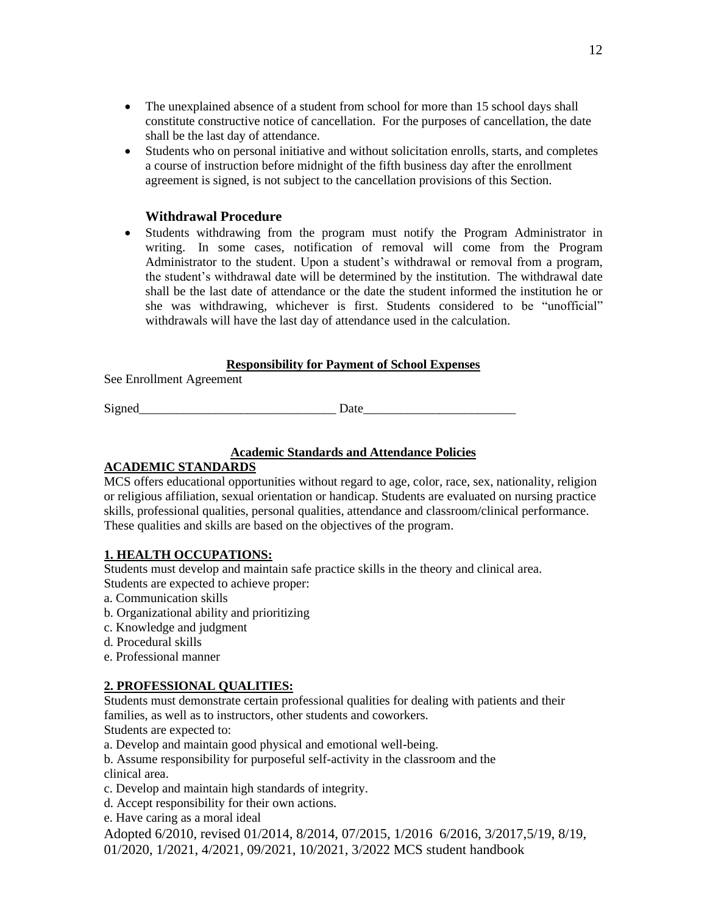- The unexplained absence of a student from school for more than 15 school days shall constitute constructive notice of cancellation. For the purposes of cancellation, the date shall be the last day of attendance.
- Students who on personal initiative and without solicitation enrolls, starts, and completes a course of instruction before midnight of the fifth business day after the enrollment agreement is signed, is not subject to the cancellation provisions of this Section.

### Withdrawal Procedure

- Students withdrawing from the program must notify the Program Administrator in writing. In some cases, notification of removal will come from the Program Administrator to the student. Upon a student's withdrawal or removal from a program, the student's withdrawal date will be determined by the institution. The withdrawal date shall be the last date of attendance or the date the student informed the institution he or she was withdrawing, whichever is first. Students considered to be "unofficial" withdrawals will have the last day of attendance used in the calculation.

**Responsibility for Payment of School Expenses**

See Enrollment Agreement

Signed_______________________________ Date________________________

**Academic Standards and Attendance Policies**

**ACADEMIC STANDARDS**

MCS offers educational opportunities without regard to age, color, race, sex, nationality, religion or religious affiliation, sexual orientation or handicap. Students are evaluated on nursing practice skills, professional qualities, personal qualities, attendance and classroom/clinical performance. These qualities and skills are based on the objectives of the program.

**1. HEALTH OCCUPATIONS:**

Students must develop and maintain safe practice skills in the theory and clinical area.
Students are expected to achieve proper:

a. Communication skills
b. Organizational ability and prioritizing
c. Knowledge and judgment
d. Procedural skills
e. Professional manner

**2. PROFESSIONAL QUALITIES:**

Students must demonstrate certain professional qualities for dealing with patients and their families, as well as to instructors, other students and coworkers.
Students are expected to:

a. Develop and maintain good physical and emotional well-being.
b. Assume responsibility for purposeful self-activity in the classroom and the clinical area.
c. Develop and maintain high standards of integrity.
d. Accept responsibility for their own actions.
e. Have caring as a moral ideal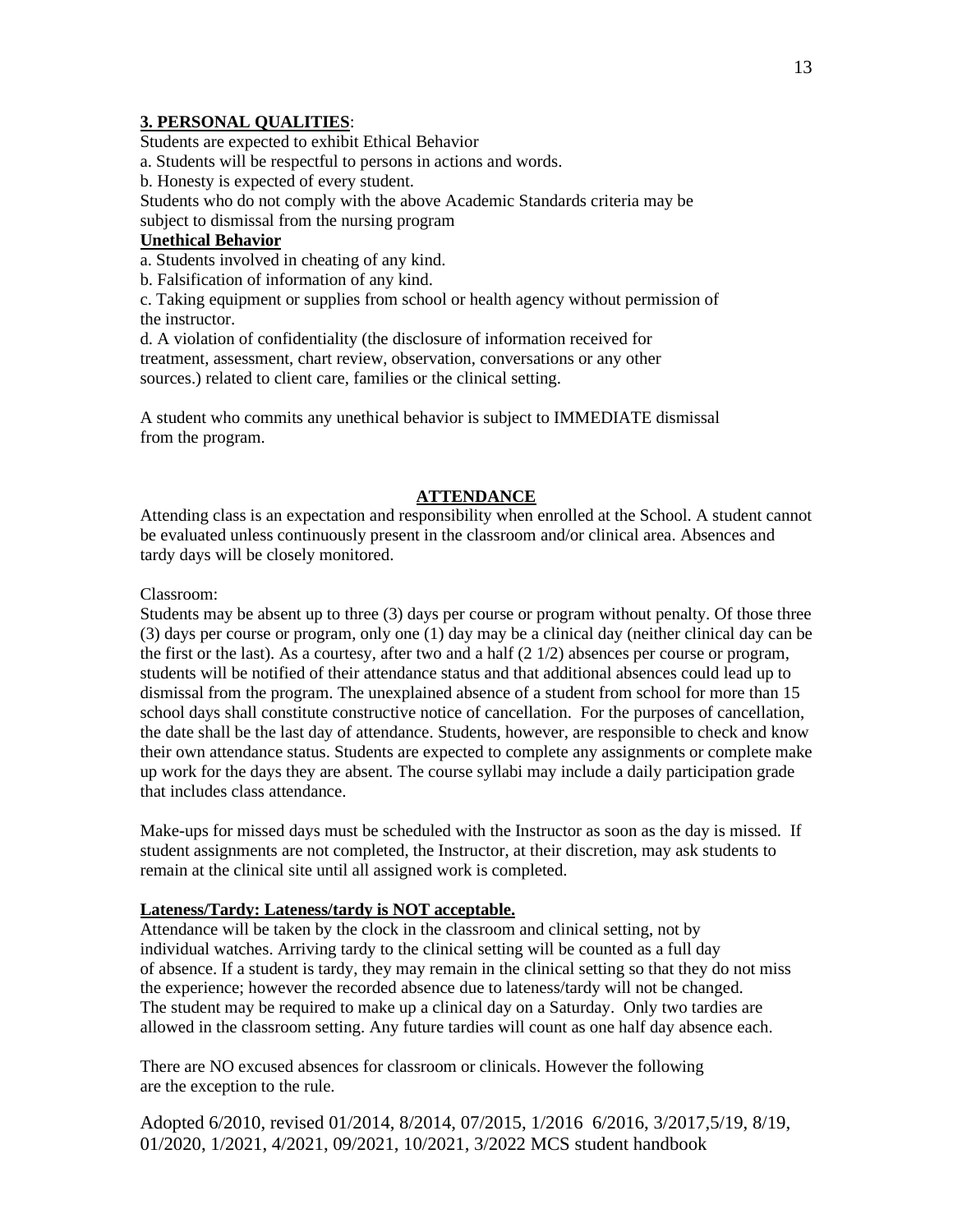**3. PERSONAL QUALITIES**:

Students are expected to exhibit Ethical Behavior

a. Students will be respectful to persons in actions and words.

b. Honesty is expected of every student.

Students who do not comply with the above Academic Standards criteria may be subject to dismissal from the nursing program

**Unethical Behavior**

a. Students involved in cheating of any kind.

b. Falsification of information of any kind.

c. Taking equipment or supplies from school or health agency without permission of the instructor.

d. A violation of confidentiality (the disclosure of information received for treatment, assessment, chart review, observation, conversations or any other sources.) related to client care, families or the clinical setting.

A student who commits any unethical behavior is subject to IMMEDIATE dismissal from the program.

## ATTENDANCE

Attending class is an expectation and responsibility when enrolled at the School. A student cannot be evaluated unless continuously present in the classroom and/or clinical area. Absences and tardy days will be closely monitored.

Classroom:

Students may be absent up to three (3) days per course or program without penalty. Of those three (3) days per course or program, only one (1) day may be a clinical day (neither clinical day can be the first or the last). As a courtesy, after two and a half (2 1/2) absences per course or program, students will be notified of their attendance status and that additional absences could lead up to dismissal from the program. The unexplained absence of a student from school for more than 15 school days shall constitute constructive notice of cancellation. For the purposes of cancellation, the date shall be the last day of attendance. Students, however, are responsible to check and know their own attendance status. Students are expected to complete any assignments or complete make up work for the days they are absent. The course syllabi may include a daily participation grade that includes class attendance.

Make-ups for missed days must be scheduled with the Instructor as soon as the day is missed. If student assignments are not completed, the Instructor, at their discretion, may ask students to remain at the clinical site until all assigned work is completed.

**Lateness/Tardy: Lateness/tardy is NOT acceptable.**

Attendance will be taken by the clock in the classroom and clinical setting, not by individual watches. Arriving tardy to the clinical setting will be counted as a full day of absence. If a student is tardy, they may remain in the clinical setting so that they do not miss the experience; however the recorded absence due to lateness/tardy will not be changed. The student may be required to make up a clinical day on a Saturday. Only two tardies are allowed in the classroom setting. Any future tardies will count as one half day absence each.

There are NO excused absences for classroom or clinicals. However the following are the exception to the rule.

Adopted 6/2010, revised 01/2014, 8/2014, 07/2015, 1/2016 6/2016, 3/2017,5/19, 8/19, 01/2020, 1/2021, 4/2021, 09/2021, 10/2021, 3/2022 MCS student handbook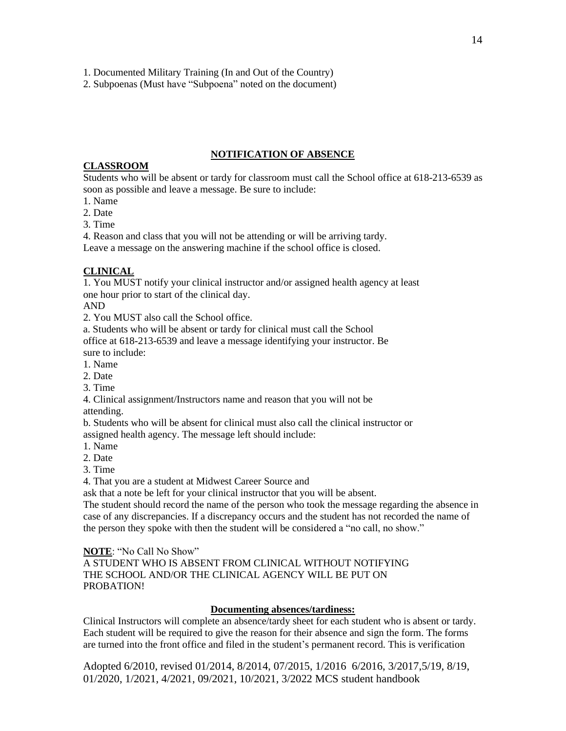1. Documented Military Training (In and Out of the Country)
2. Subpoenas (Must have "Subpoena" noted on the document)

## NOTIFICATION OF ABSENCE

### CLASSROOM

Students who will be absent or tardy for classroom must call the School office at 618-213-6539 as soon as possible and leave a message. Be sure to include:

1. Name
2. Date
3. Time
4. Reason and class that you will not be attending or will be arriving tardy.

Leave a message on the answering machine if the school office is closed.

### CLINICAL

1. You MUST notify your clinical instructor and/or assigned health agency at least one hour prior to start of the clinical day.

AND

2. You MUST also call the School office.

a. Students who will be absent or tardy for clinical must call the School office at 618-213-6539 and leave a message identifying your instructor. Be sure to include:

1. Name
2. Date
3. Time
4. Clinical assignment/Instructors name and reason that you will not be attending.

b. Students who will be absent for clinical must also call the clinical instructor or assigned health agency. The message left should include:

1. Name
2. Date
3. Time
4. That you are a student at Midwest Career Source and

ask that a note be left for your clinical instructor that you will be absent.

The student should record the name of the person who took the message regarding the absence in case of any discrepancies. If a discrepancy occurs and the student has not recorded the name of the person they spoke with then the student will be considered a "no call, no show."

**NOTE**: "No Call No Show"
A STUDENT WHO IS ABSENT FROM CLINICAL WITHOUT NOTIFYING THE SCHOOL AND/OR THE CLINICAL AGENCY WILL BE PUT ON PROBATION!

### Documenting absences/tardiness:

Clinical Instructors will complete an absence/tardy sheet for each student who is absent or tardy. Each student will be required to give the reason for their absence and sign the form. The forms are turned into the front office and filed in the student's permanent record. This is verification

Adopted 6/2010, revised 01/2014, 8/2014, 07/2015, 1/2016 6/2016, 3/2017,5/19, 8/19, 01/2020, 1/2021, 4/2021, 09/2021, 10/2021, 3/2022 MCS student handbook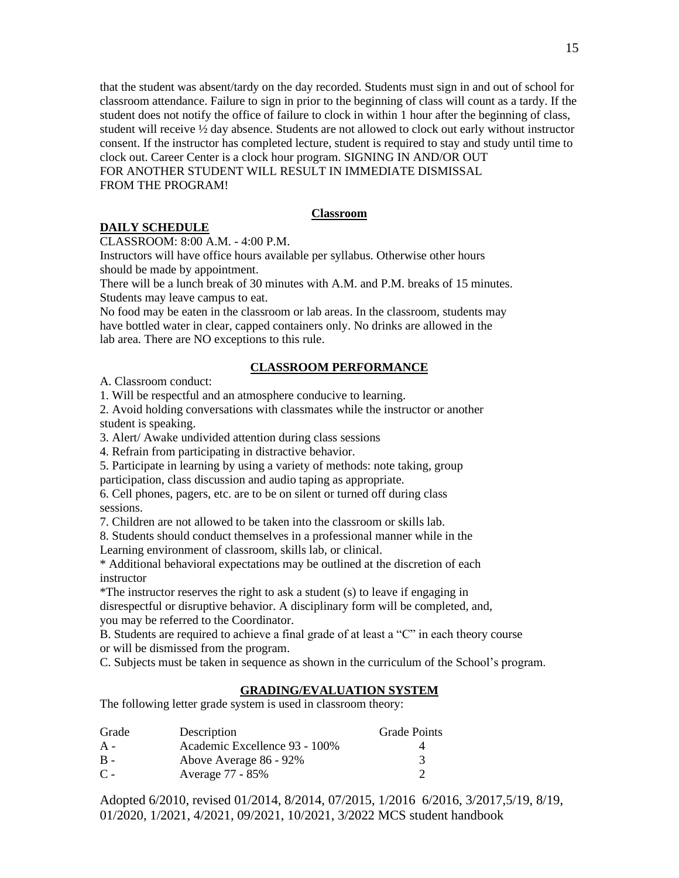that the student was absent/tardy on the day recorded. Students must sign in and out of school for classroom attendance. Failure to sign in prior to the beginning of class will count as a tardy. If the student does not notify the office of failure to clock in within 1 hour after the beginning of class, student will receive ½ day absence. Students are not allowed to clock out early without instructor consent. If the instructor has completed lecture, student is required to stay and study until time to clock out. Career Center is a clock hour program. SIGNING IN AND/OR OUT FOR ANOTHER STUDENT WILL RESULT IN IMMEDIATE DISMISSAL FROM THE PROGRAM!

## Classroom

### DAILY SCHEDULE

CLASSROOM: 8:00 A.M. - 4:00 P.M.

Instructors will have office hours available per syllabus. Otherwise other hours should be made by appointment.

There will be a lunch break of 30 minutes with A.M. and P.M. breaks of 15 minutes. Students may leave campus to eat.

No food may be eaten in the classroom or lab areas. In the classroom, students may have bottled water in clear, capped containers only. No drinks are allowed in the lab area. There are NO exceptions to this rule.

### CLASSROOM PERFORMANCE

A. Classroom conduct:

1. Will be respectful and an atmosphere conducive to learning.
2. Avoid holding conversations with classmates while the instructor or another student is speaking.
3. Alert/ Awake undivided attention during class sessions
4. Refrain from participating in distractive behavior.
5. Participate in learning by using a variety of methods: note taking, group participation, class discussion and audio taping as appropriate.
6. Cell phones, pagers, etc. are to be on silent or turned off during class sessions.
7. Children are not allowed to be taken into the classroom or skills lab.
8. Students should conduct themselves in a professional manner while in the Learning environment of classroom, skills lab, or clinical.

\* Additional behavioral expectations may be outlined at the discretion of each instructor

\*The instructor reserves the right to ask a student (s) to leave if engaging in disrespectful or disruptive behavior. A disciplinary form will be completed, and, you may be referred to the Coordinator.

B. Students are required to achieve a final grade of at least a "C" in each theory course or will be dismissed from the program.

C. Subjects must be taken in sequence as shown in the curriculum of the School's program.

### GRADING/EVALUATION SYSTEM

The following letter grade system is used in classroom theory:

| Grade | Description | Grade Points |
|---|---|---|
| A - | Academic Excellence 93 - 100% | 4 |
| B - | Above Average 86 - 92% | 3 |
| C - | Average 77 - 85% | 2 |

Adopted 6/2010, revised 01/2014, 8/2014, 07/2015, 1/2016 6/2016, 3/2017,5/19, 8/19, 01/2020, 1/2021, 4/2021, 09/2021, 10/2021, 3/2022 MCS student handbook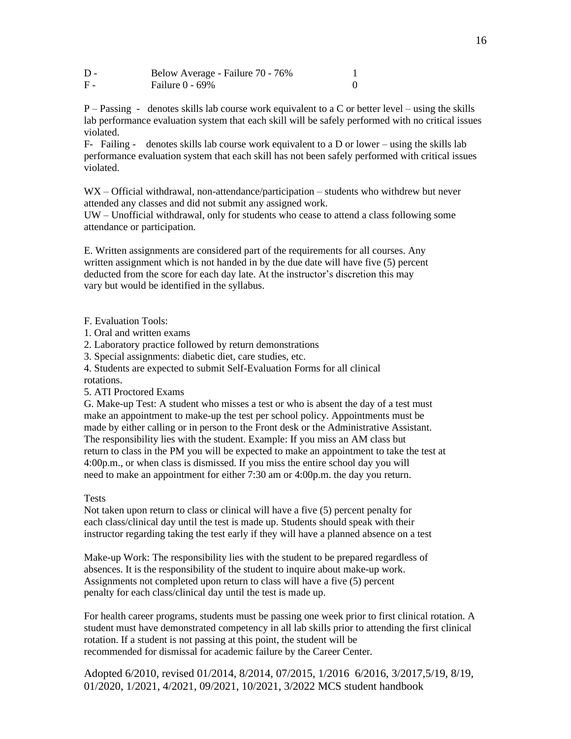| | | |
|---|---|---|
| D - | Below Average - Failure 70 - 76% | 1 |
| F - | Failure 0 - 69% | 0 |

P – Passing - denotes skills lab course work equivalent to a C or better level – using the skills lab performance evaluation system that each skill will be safely performed with no critical issues violated.
F- Failing - denotes skills lab course work equivalent to a D or lower – using the skills lab performance evaluation system that each skill has not been safely performed with critical issues violated.

WX – Official withdrawal, non-attendance/participation – students who withdrew but never attended any classes and did not submit any assigned work.
UW – Unofficial withdrawal, only for students who cease to attend a class following some attendance or participation.

E. Written assignments are considered part of the requirements for all courses. Any written assignment which is not handed in by the due date will have five (5) percent deducted from the score for each day late. At the instructor's discretion this may vary but would be identified in the syllabus.

F. Evaluation Tools:
1. Oral and written exams
2. Laboratory practice followed by return demonstrations
3. Special assignments: diabetic diet, care studies, etc.
4. Students are expected to submit Self-Evaluation Forms for all clinical rotations.
5. ATI Proctored Exams

G. Make-up Test: A student who misses a test or who is absent the day of a test must make an appointment to make-up the test per school policy. Appointments must be made by either calling or in person to the Front desk or the Administrative Assistant. The responsibility lies with the student. Example: If you miss an AM class but return to class in the PM you will be expected to make an appointment to take the test at 4:00p.m., or when class is dismissed. If you miss the entire school day you will need to make an appointment for either 7:30 am or 4:00p.m. the day you return.

Tests
Not taken upon return to class or clinical will have a five (5) percent penalty for each class/clinical day until the test is made up. Students should speak with their instructor regarding taking the test early if they will have a planned absence on a test

Make-up Work: The responsibility lies with the student to be prepared regardless of absences. It is the responsibility of the student to inquire about make-up work. Assignments not completed upon return to class will have a five (5) percent penalty for each class/clinical day until the test is made up.

For health career programs, students must be passing one week prior to first clinical rotation. A student must have demonstrated competency in all lab skills prior to attending the first clinical rotation. If a student is not passing at this point, the student will be recommended for dismissal for academic failure by the Career Center.

Adopted 6/2010, revised 01/2014, 8/2014, 07/2015, 1/2016 6/2016, 3/2017,5/19, 8/19, 01/2020, 1/2021, 4/2021, 09/2021, 10/2021, 3/2022 MCS student handbook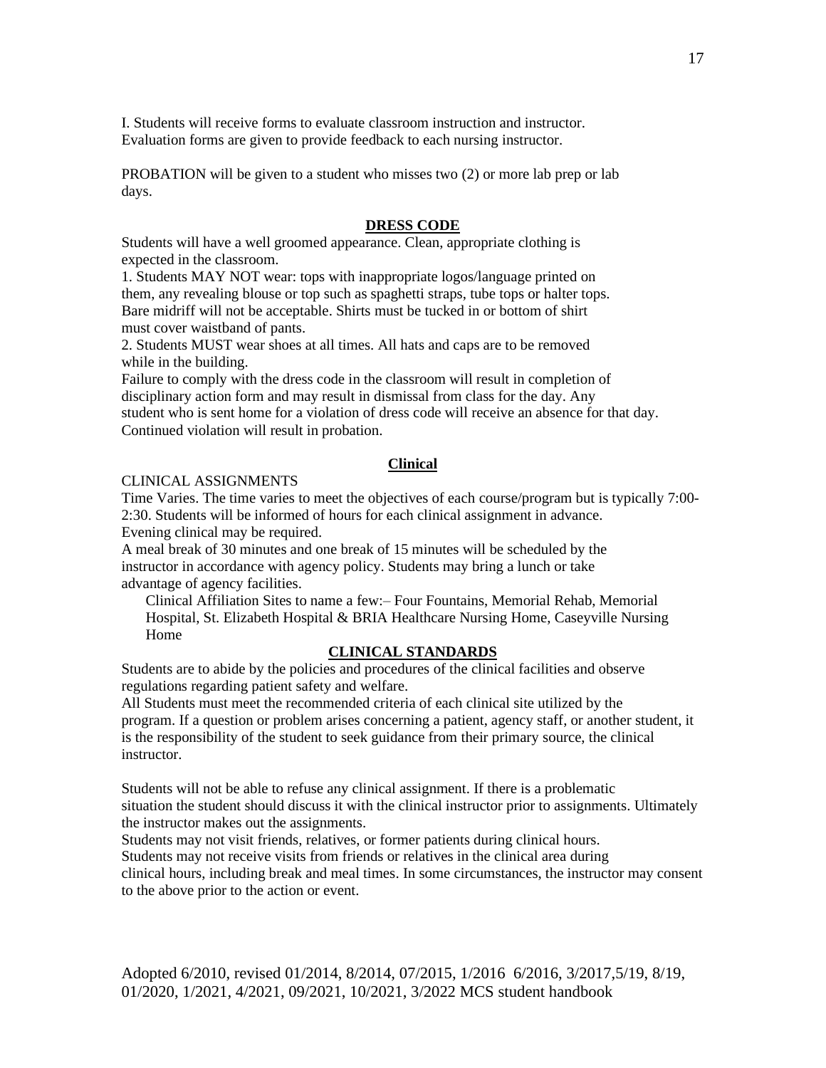I. Students will receive forms to evaluate classroom instruction and instructor. Evaluation forms are given to provide feedback to each nursing instructor.

PROBATION will be given to a student who misses two (2) or more lab prep or lab days.

## DRESS CODE

Students will have a well groomed appearance. Clean, appropriate clothing is expected in the classroom.

1. Students MAY NOT wear: tops with inappropriate logos/language printed on them, any revealing blouse or top such as spaghetti straps, tube tops or halter tops. Bare midriff will not be acceptable. Shirts must be tucked in or bottom of shirt must cover waistband of pants.
2. Students MUST wear shoes at all times. All hats and caps are to be removed while in the building.

Failure to comply with the dress code in the classroom will result in completion of disciplinary action form and may result in dismissal from class for the day. Any student who is sent home for a violation of dress code will receive an absence for that day. Continued violation will result in probation.

## Clinical

CLINICAL ASSIGNMENTS

Time Varies. The time varies to meet the objectives of each course/program but is typically 7:00-2:30. Students will be informed of hours for each clinical assignment in advance. Evening clinical may be required.

A meal break of 30 minutes and one break of 15 minutes will be scheduled by the instructor in accordance with agency policy. Students may bring a lunch or take advantage of agency facilities.

Clinical Affiliation Sites to name a few:– Four Fountains, Memorial Rehab, Memorial Hospital, St. Elizabeth Hospital & BRIA Healthcare Nursing Home, Caseyville Nursing Home

## CLINICAL STANDARDS

Students are to abide by the policies and procedures of the clinical facilities and observe regulations regarding patient safety and welfare.

All Students must meet the recommended criteria of each clinical site utilized by the program. If a question or problem arises concerning a patient, agency staff, or another student, it is the responsibility of the student to seek guidance from their primary source, the clinical instructor.

Students will not be able to refuse any clinical assignment. If there is a problematic situation the student should discuss it with the clinical instructor prior to assignments. Ultimately the instructor makes out the assignments.

Students may not visit friends, relatives, or former patients during clinical hours.

Students may not receive visits from friends or relatives in the clinical area during clinical hours, including break and meal times. In some circumstances, the instructor may consent to the above prior to the action or event.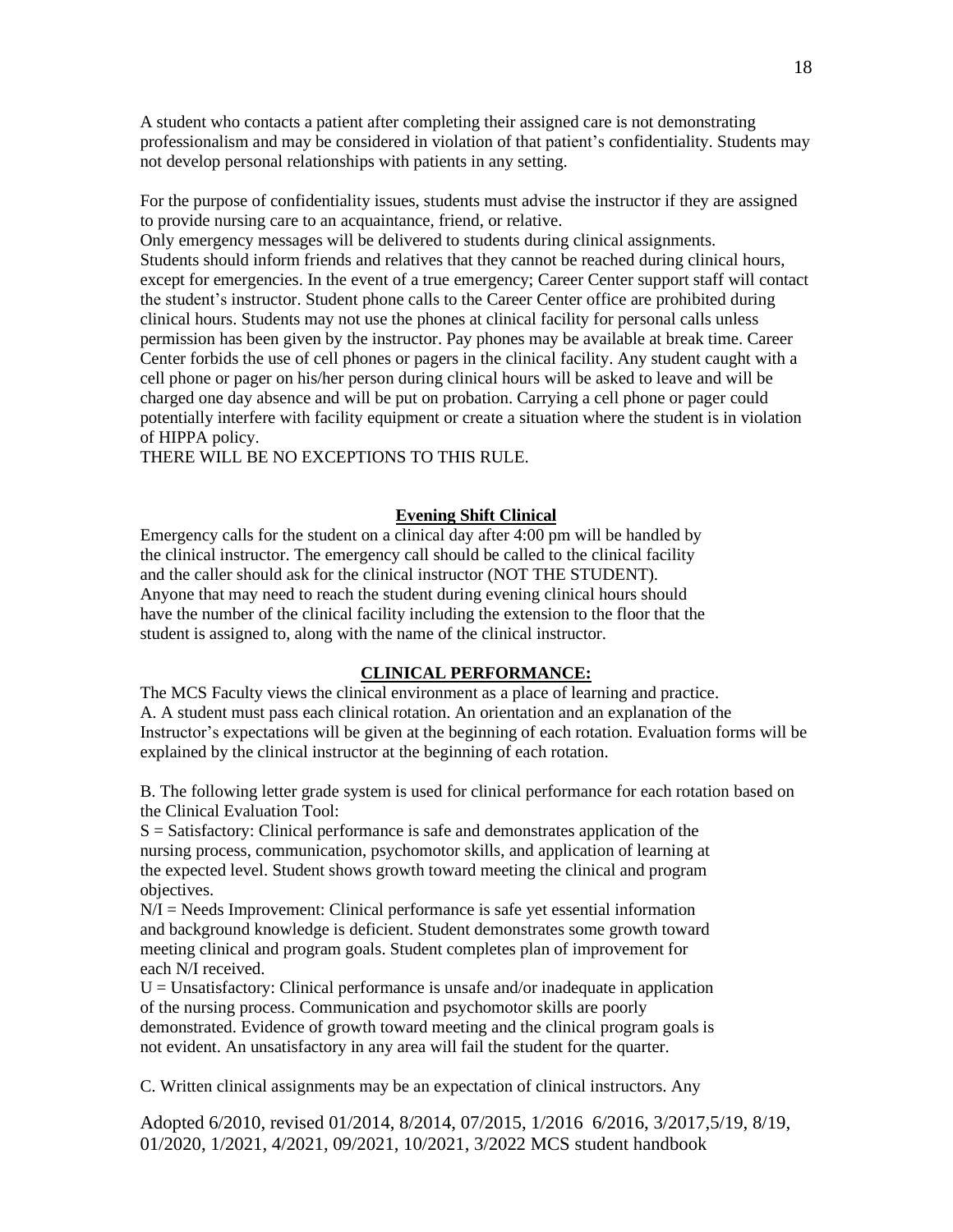A student who contacts a patient after completing their assigned care is not demonstrating professionalism and may be considered in violation of that patient's confidentiality. Students may not develop personal relationships with patients in any setting.

For the purpose of confidentiality issues, students must advise the instructor if they are assigned to provide nursing care to an acquaintance, friend, or relative.
Only emergency messages will be delivered to students during clinical assignments.
Students should inform friends and relatives that they cannot be reached during clinical hours, except for emergencies. In the event of a true emergency; Career Center support staff will contact the student's instructor. Student phone calls to the Career Center office are prohibited during clinical hours. Students may not use the phones at clinical facility for personal calls unless permission has been given by the instructor. Pay phones may be available at break time. Career Center forbids the use of cell phones or pagers in the clinical facility. Any student caught with a cell phone or pager on his/her person during clinical hours will be asked to leave and will be charged one day absence and will be put on probation. Carrying a cell phone or pager could potentially interfere with facility equipment or create a situation where the student is in violation of HIPPA policy.
THERE WILL BE NO EXCEPTIONS TO THIS RULE.

## Evening Shift Clinical

Emergency calls for the student on a clinical day after 4:00 pm will be handled by the clinical instructor. The emergency call should be called to the clinical facility and the caller should ask for the clinical instructor (NOT THE STUDENT). Anyone that may need to reach the student during evening clinical hours should have the number of the clinical facility including the extension to the floor that the student is assigned to, along with the name of the clinical instructor.

## CLINICAL PERFORMANCE:

The MCS Faculty views the clinical environment as a place of learning and practice.
A. A student must pass each clinical rotation. An orientation and an explanation of the Instructor's expectations will be given at the beginning of each rotation. Evaluation forms will be explained by the clinical instructor at the beginning of each rotation.

B. The following letter grade system is used for clinical performance for each rotation based on the Clinical Evaluation Tool:
S = Satisfactory: Clinical performance is safe and demonstrates application of the nursing process, communication, psychomotor skills, and application of learning at the expected level. Student shows growth toward meeting the clinical and program objectives.
N/I = Needs Improvement: Clinical performance is safe yet essential information and background knowledge is deficient. Student demonstrates some growth toward meeting clinical and program goals. Student completes plan of improvement for each N/I received.
U = Unsatisfactory: Clinical performance is unsafe and/or inadequate in application of the nursing process. Communication and psychomotor skills are poorly demonstrated. Evidence of growth toward meeting and the clinical program goals is not evident. An unsatisfactory in any area will fail the student for the quarter.

C. Written clinical assignments may be an expectation of clinical instructors. Any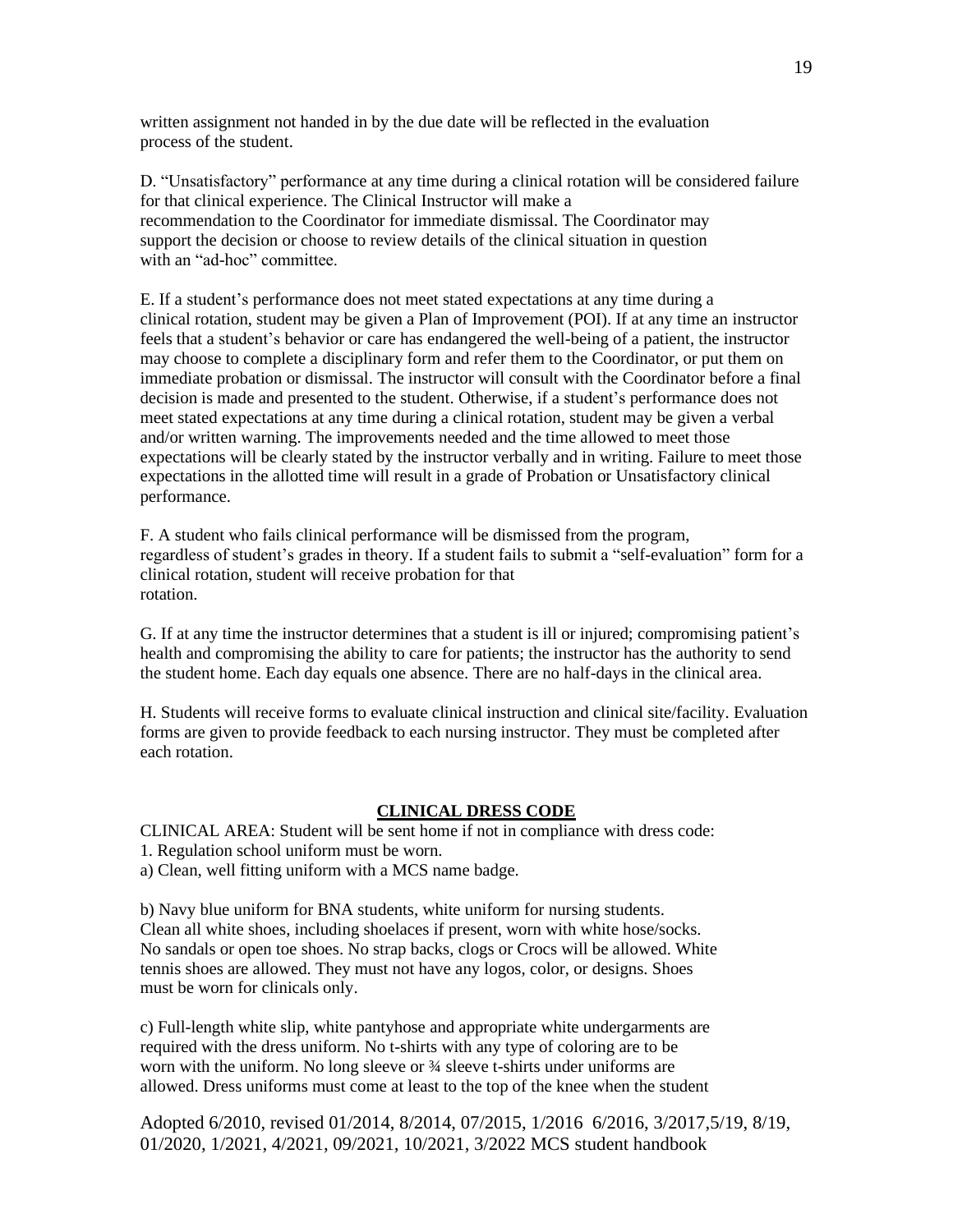written assignment not handed in by the due date will be reflected in the evaluation process of the student.

D. "Unsatisfactory" performance at any time during a clinical rotation will be considered failure for that clinical experience. The Clinical Instructor will make a recommendation to the Coordinator for immediate dismissal. The Coordinator may support the decision or choose to review details of the clinical situation in question with an "ad-hoc" committee.

E. If a student's performance does not meet stated expectations at any time during a clinical rotation, student may be given a Plan of Improvement (POI). If at any time an instructor feels that a student's behavior or care has endangered the well-being of a patient, the instructor may choose to complete a disciplinary form and refer them to the Coordinator, or put them on immediate probation or dismissal. The instructor will consult with the Coordinator before a final decision is made and presented to the student. Otherwise, if a student's performance does not meet stated expectations at any time during a clinical rotation, student may be given a verbal and/or written warning. The improvements needed and the time allowed to meet those expectations will be clearly stated by the instructor verbally and in writing. Failure to meet those expectations in the allotted time will result in a grade of Probation or Unsatisfactory clinical performance.

F. A student who fails clinical performance will be dismissed from the program, regardless of student's grades in theory. If a student fails to submit a "self-evaluation" form for a clinical rotation, student will receive probation for that rotation.

G. If at any time the instructor determines that a student is ill or injured; compromising patient's health and compromising the ability to care for patients; the instructor has the authority to send the student home. Each day equals one absence. There are no half-days in the clinical area.

H. Students will receive forms to evaluate clinical instruction and clinical site/facility. Evaluation forms are given to provide feedback to each nursing instructor. They must be completed after each rotation.

## CLINICAL DRESS CODE

CLINICAL AREA: Student will be sent home if not in compliance with dress code:

1. Regulation school uniform must be worn.

a) Clean, well fitting uniform with a MCS name badge.

b) Navy blue uniform for BNA students, white uniform for nursing students. Clean all white shoes, including shoelaces if present, worn with white hose/socks. No sandals or open toe shoes. No strap backs, clogs or Crocs will be allowed. White tennis shoes are allowed. They must not have any logos, color, or designs. Shoes must be worn for clinicals only.

c) Full-length white slip, white pantyhose and appropriate white undergarments are required with the dress uniform. No t-shirts with any type of coloring are to be worn with the uniform. No long sleeve or ¾ sleeve t-shirts under uniforms are allowed. Dress uniforms must come at least to the top of the knee when the student

Adopted 6/2010, revised 01/2014, 8/2014, 07/2015, 1/2016 6/2016, 3/2017,5/19, 8/19, 01/2020, 1/2021, 4/2021, 09/2021, 10/2021, 3/2022 MCS student handbook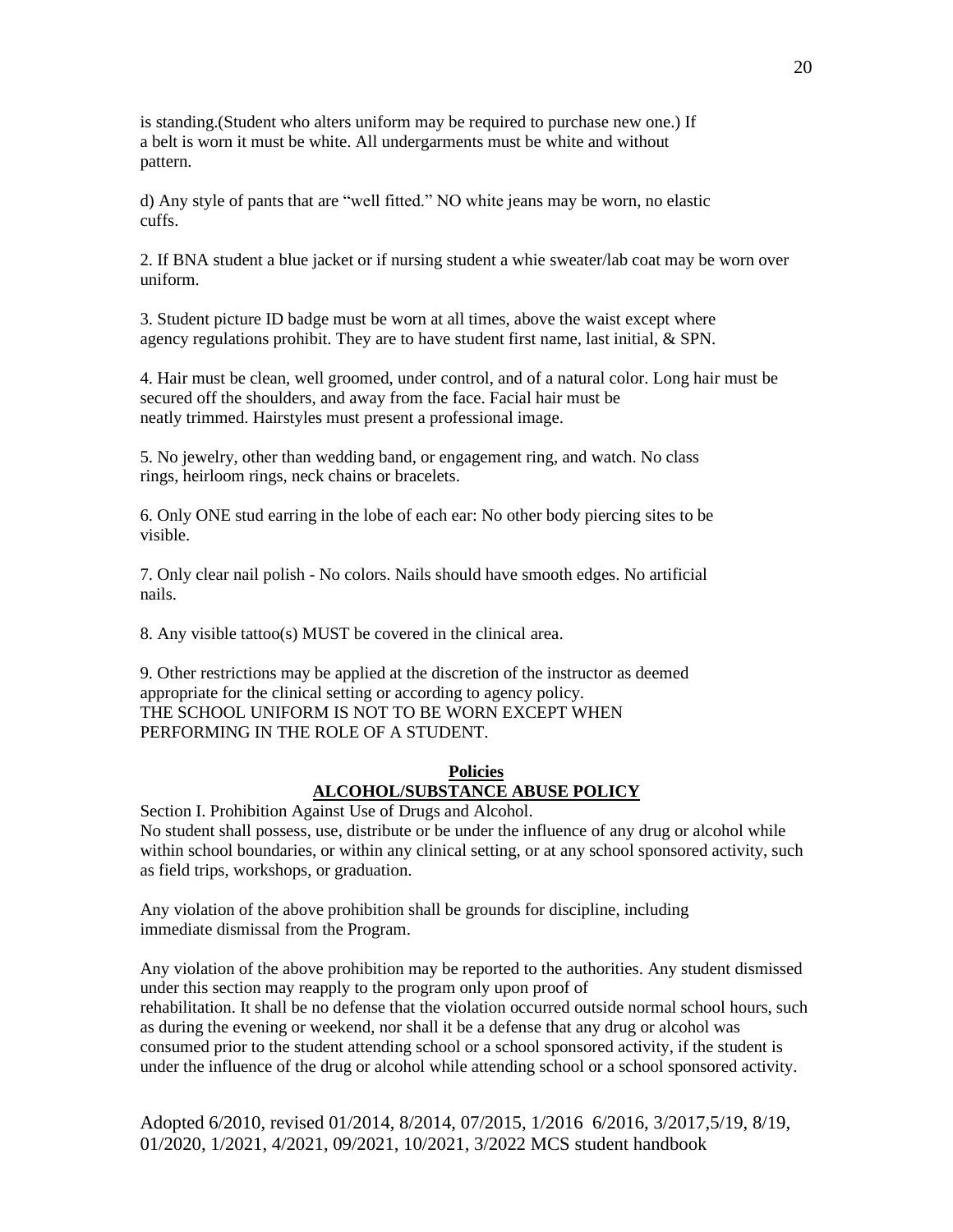is standing.(Student who alters uniform may be required to purchase new one.) If a belt is worn it must be white. All undergarments must be white and without pattern.

d) Any style of pants that are "well fitted." NO white jeans may be worn, no elastic cuffs.

2. If BNA student a blue jacket or if nursing student a whie sweater/lab coat may be worn over uniform.

3. Student picture ID badge must be worn at all times, above the waist except where agency regulations prohibit. They are to have student first name, last initial, & SPN.

4. Hair must be clean, well groomed, under control, and of a natural color. Long hair must be secured off the shoulders, and away from the face. Facial hair must be neatly trimmed. Hairstyles must present a professional image.

5. No jewelry, other than wedding band, or engagement ring, and watch. No class rings, heirloom rings, neck chains or bracelets.

6. Only ONE stud earring in the lobe of each ear: No other body piercing sites to be visible.

7. Only clear nail polish - No colors. Nails should have smooth edges. No artificial nails.

8. Any visible tattoo(s) MUST be covered in the clinical area.

9. Other restrictions may be applied at the discretion of the instructor as deemed appropriate for the clinical setting or according to agency policy.
THE SCHOOL UNIFORM IS NOT TO BE WORN EXCEPT WHEN PERFORMING IN THE ROLE OF A STUDENT.

## Policies

## ALCOHOL/SUBSTANCE ABUSE POLICY

Section I. Prohibition Against Use of Drugs and Alcohol.
No student shall possess, use, distribute or be under the influence of any drug or alcohol while within school boundaries, or within any clinical setting, or at any school sponsored activity, such as field trips, workshops, or graduation.

Any violation of the above prohibition shall be grounds for discipline, including immediate dismissal from the Program.

Any violation of the above prohibition may be reported to the authorities. Any student dismissed under this section may reapply to the program only upon proof of rehabilitation. It shall be no defense that the violation occurred outside normal school hours, such as during the evening or weekend, nor shall it be a defense that any drug or alcohol was consumed prior to the student attending school or a school sponsored activity, if the student is under the influence of the drug or alcohol while attending school or a school sponsored activity.

Adopted 6/2010, revised 01/2014, 8/2014, 07/2015, 1/2016 6/2016, 3/2017,5/19, 8/19, 01/2020, 1/2021, 4/2021, 09/2021, 10/2021, 3/2022 MCS student handbook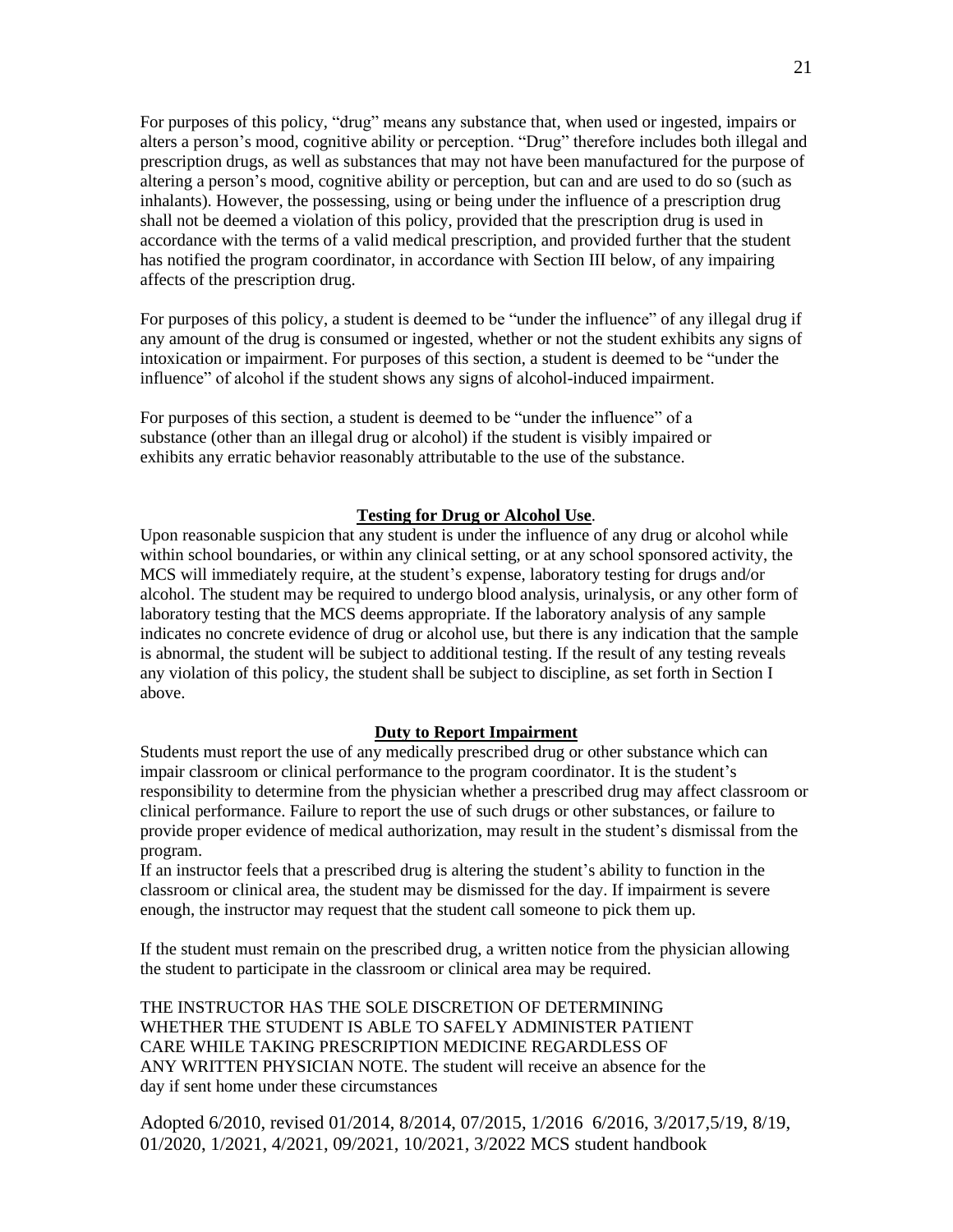For purposes of this policy, "drug" means any substance that, when used or ingested, impairs or alters a person's mood, cognitive ability or perception. "Drug" therefore includes both illegal and prescription drugs, as well as substances that may not have been manufactured for the purpose of altering a person's mood, cognitive ability or perception, but can and are used to do so (such as inhalants). However, the possessing, using or being under the influence of a prescription drug shall not be deemed a violation of this policy, provided that the prescription drug is used in accordance with the terms of a valid medical prescription, and provided further that the student has notified the program coordinator, in accordance with Section III below, of any impairing affects of the prescription drug.

For purposes of this policy, a student is deemed to be "under the influence" of any illegal drug if any amount of the drug is consumed or ingested, whether or not the student exhibits any signs of intoxication or impairment. For purposes of this section, a student is deemed to be "under the influence" of alcohol if the student shows any signs of alcohol-induced impairment.

For purposes of this section, a student is deemed to be "under the influence" of a substance (other than an illegal drug or alcohol) if the student is visibly impaired or exhibits any erratic behavior reasonably attributable to the use of the substance.

**Testing for Drug or Alcohol Use**.

Upon reasonable suspicion that any student is under the influence of any drug or alcohol while within school boundaries, or within any clinical setting, or at any school sponsored activity, the MCS will immediately require, at the student's expense, laboratory testing for drugs and/or alcohol. The student may be required to undergo blood analysis, urinalysis, or any other form of laboratory testing that the MCS deems appropriate. If the laboratory analysis of any sample indicates no concrete evidence of drug or alcohol use, but there is any indication that the sample is abnormal, the student will be subject to additional testing. If the result of any testing reveals any violation of this policy, the student shall be subject to discipline, as set forth in Section I above.

**Duty to Report Impairment**

Students must report the use of any medically prescribed drug or other substance which can impair classroom or clinical performance to the program coordinator. It is the student's responsibility to determine from the physician whether a prescribed drug may affect classroom or clinical performance. Failure to report the use of such drugs or other substances, or failure to provide proper evidence of medical authorization, may result in the student's dismissal from the program.

If an instructor feels that a prescribed drug is altering the student's ability to function in the classroom or clinical area, the student may be dismissed for the day. If impairment is severe enough, the instructor may request that the student call someone to pick them up.

If the student must remain on the prescribed drug, a written notice from the physician allowing the student to participate in the classroom or clinical area may be required.

THE INSTRUCTOR HAS THE SOLE DISCRETION OF DETERMINING WHETHER THE STUDENT IS ABLE TO SAFELY ADMINISTER PATIENT CARE WHILE TAKING PRESCRIPTION MEDICINE REGARDLESS OF ANY WRITTEN PHYSICIAN NOTE. The student will receive an absence for the day if sent home under these circumstances

Adopted 6/2010, revised 01/2014, 8/2014, 07/2015, 1/2016 6/2016, 3/2017,5/19, 8/19, 01/2020, 1/2021, 4/2021, 09/2021, 10/2021, 3/2022 MCS student handbook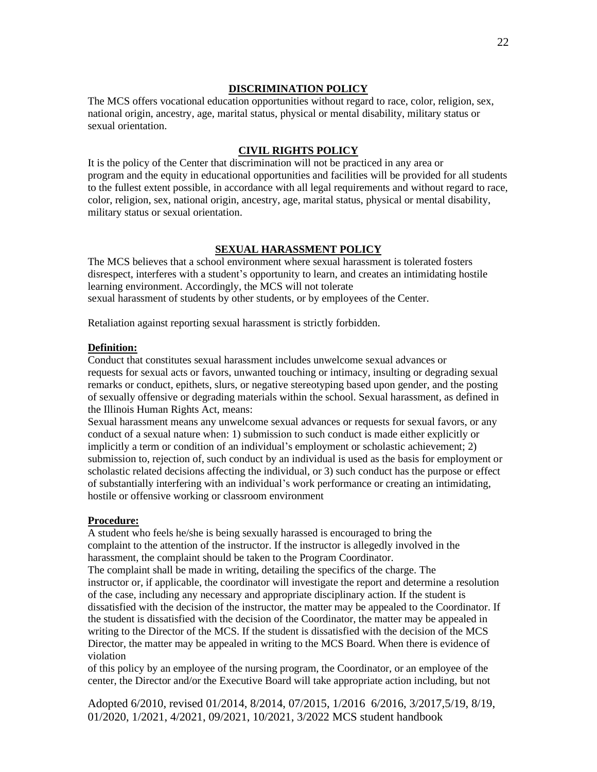## DISCRIMINATION POLICY

The MCS offers vocational education opportunities without regard to race, color, religion, sex, national origin, ancestry, age, marital status, physical or mental disability, military status or sexual orientation.

## CIVIL RIGHTS POLICY

It is the policy of the Center that discrimination will not be practiced in any area or program and the equity in educational opportunities and facilities will be provided for all students to the fullest extent possible, in accordance with all legal requirements and without regard to race, color, religion, sex, national origin, ancestry, age, marital status, physical or mental disability, military status or sexual orientation.

## SEXUAL HARASSMENT POLICY

The MCS believes that a school environment where sexual harassment is tolerated fosters disrespect, interferes with a student's opportunity to learn, and creates an intimidating hostile learning environment. Accordingly, the MCS will not tolerate sexual harassment of students by other students, or by employees of the Center.

Retaliation against reporting sexual harassment is strictly forbidden.

**Definition:**

Conduct that constitutes sexual harassment includes unwelcome sexual advances or requests for sexual acts or favors, unwanted touching or intimacy, insulting or degrading sexual remarks or conduct, epithets, slurs, or negative stereotyping based upon gender, and the posting of sexually offensive or degrading materials within the school. Sexual harassment, as defined in the Illinois Human Rights Act, means:

Sexual harassment means any unwelcome sexual advances or requests for sexual favors, or any conduct of a sexual nature when: 1) submission to such conduct is made either explicitly or implicitly a term or condition of an individual's employment or scholastic achievement; 2) submission to, rejection of, such conduct by an individual is used as the basis for employment or scholastic related decisions affecting the individual, or 3) such conduct has the purpose or effect of substantially interfering with an individual's work performance or creating an intimidating, hostile or offensive working or classroom environment

**Procedure:**

A student who feels he/she is being sexually harassed is encouraged to bring the complaint to the attention of the instructor. If the instructor is allegedly involved in the harassment, the complaint should be taken to the Program Coordinator.

The complaint shall be made in writing, detailing the specifics of the charge. The instructor or, if applicable, the coordinator will investigate the report and determine a resolution of the case, including any necessary and appropriate disciplinary action. If the student is dissatisfied with the decision of the instructor, the matter may be appealed to the Coordinator. If the student is dissatisfied with the decision of the Coordinator, the matter may be appealed in writing to the Director of the MCS. If the student is dissatisfied with the decision of the MCS Director, the matter may be appealed in writing to the MCS Board. When there is evidence of violation of this policy by an employee of the nursing program, the Coordinator, or an employee of the center, the Director and/or the Executive Board will take appropriate action including, but not

Adopted 6/2010, revised 01/2014, 8/2014, 07/2015, 1/2016 6/2016, 3/2017,5/19, 8/19, 01/2020, 1/2021, 4/2021, 09/2021, 10/2021, 3/2022 MCS student handbook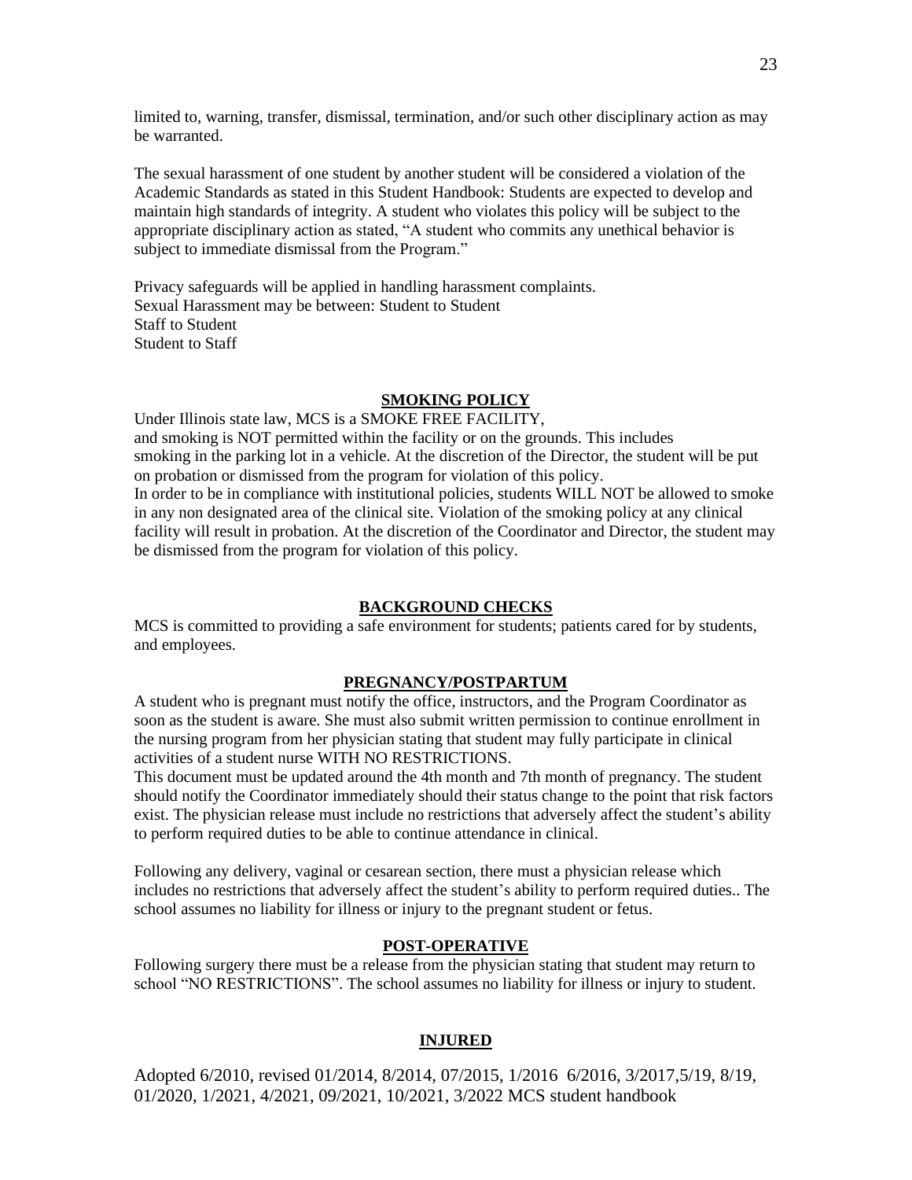limited to, warning, transfer, dismissal, termination, and/or such other disciplinary action as may be warranted.

The sexual harassment of one student by another student will be considered a violation of the Academic Standards as stated in this Student Handbook: Students are expected to develop and maintain high standards of integrity. A student who violates this policy will be subject to the appropriate disciplinary action as stated, "A student who commits any unethical behavior is subject to immediate dismissal from the Program."

Privacy safeguards will be applied in handling harassment complaints.
Sexual Harassment may be between: Student to Student
Staff to Student
Student to Staff

## SMOKING POLICY

Under Illinois state law, MCS is a SMOKE FREE FACILITY,
and smoking is NOT permitted within the facility or on the grounds. This includes smoking in the parking lot in a vehicle. At the discretion of the Director, the student will be put on probation or dismissed from the program for violation of this policy.
In order to be in compliance with institutional policies, students WILL NOT be allowed to smoke in any non designated area of the clinical site. Violation of the smoking policy at any clinical facility will result in probation. At the discretion of the Coordinator and Director, the student may be dismissed from the program for violation of this policy.

## BACKGROUND CHECKS

MCS is committed to providing a safe environment for students; patients cared for by students, and employees.

## PREGNANCY/POSTPARTUM

A student who is pregnant must notify the office, instructors, and the Program Coordinator as soon as the student is aware. She must also submit written permission to continue enrollment in the nursing program from her physician stating that student may fully participate in clinical activities of a student nurse WITH NO RESTRICTIONS.
This document must be updated around the 4th month and 7th month of pregnancy. The student should notify the Coordinator immediately should their status change to the point that risk factors exist. The physician release must include no restrictions that adversely affect the student's ability to perform required duties to be able to continue attendance in clinical.

Following any delivery, vaginal or cesarean section, there must a physician release which includes no restrictions that adversely affect the student's ability to perform required duties.. The school assumes no liability for illness or injury to the pregnant student or fetus.

## POST-OPERATIVE

Following surgery there must be a release from the physician stating that student may return to school "NO RESTRICTIONS". The school assumes no liability for illness or injury to student.

## INJURED

Adopted 6/2010, revised 01/2014, 8/2014, 07/2015, 1/2016 6/2016, 3/2017,5/19, 8/19, 01/2020, 1/2021, 4/2021, 09/2021, 10/2021, 3/2022 MCS student handbook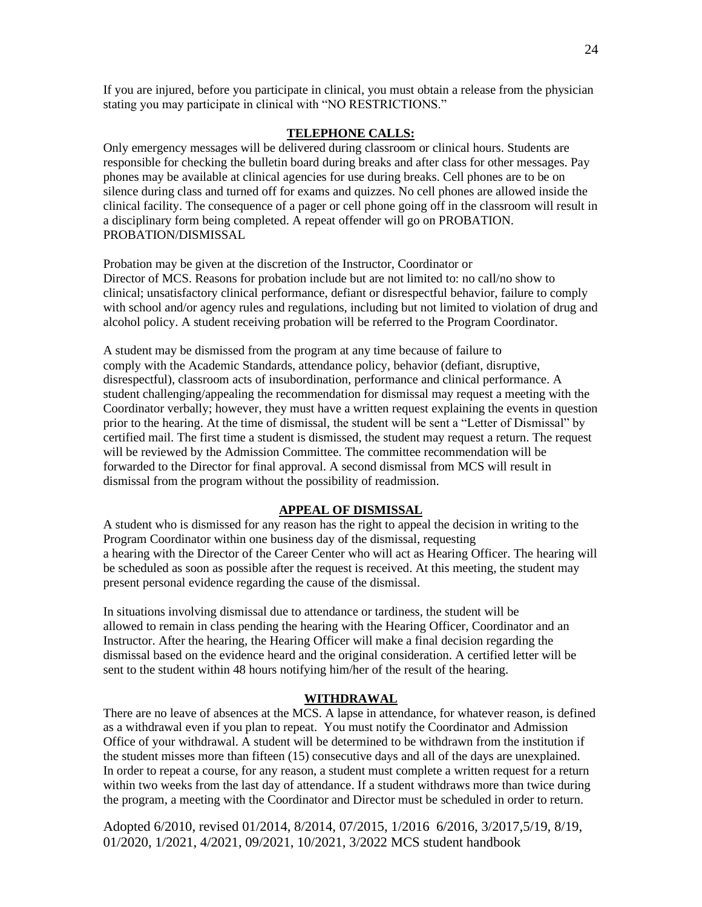If you are injured, before you participate in clinical, you must obtain a release from the physician stating you may participate in clinical with "NO RESTRICTIONS."

## TELEPHONE CALLS:

Only emergency messages will be delivered during classroom or clinical hours. Students are responsible for checking the bulletin board during breaks and after class for other messages. Pay phones may be available at clinical agencies for use during breaks. Cell phones are to be on silence during class and turned off for exams and quizzes. No cell phones are allowed inside the clinical facility. The consequence of a pager or cell phone going off in the classroom will result in a disciplinary form being completed. A repeat offender will go on PROBATION.
PROBATION/DISMISSAL

Probation may be given at the discretion of the Instructor, Coordinator or Director of MCS. Reasons for probation include but are not limited to: no call/no show to clinical; unsatisfactory clinical performance, defiant or disrespectful behavior, failure to comply with school and/or agency rules and regulations, including but not limited to violation of drug and alcohol policy. A student receiving probation will be referred to the Program Coordinator.

A student may be dismissed from the program at any time because of failure to comply with the Academic Standards, attendance policy, behavior (defiant, disruptive, disrespectful), classroom acts of insubordination, performance and clinical performance. A student challenging/appealing the recommendation for dismissal may request a meeting with the Coordinator verbally; however, they must have a written request explaining the events in question prior to the hearing. At the time of dismissal, the student will be sent a "Letter of Dismissal" by certified mail. The first time a student is dismissed, the student may request a return. The request will be reviewed by the Admission Committee. The committee recommendation will be forwarded to the Director for final approval. A second dismissal from MCS will result in dismissal from the program without the possibility of readmission.

## APPEAL OF DISMISSAL

A student who is dismissed for any reason has the right to appeal the decision in writing to the Program Coordinator within one business day of the dismissal, requesting a hearing with the Director of the Career Center who will act as Hearing Officer. The hearing will be scheduled as soon as possible after the request is received. At this meeting, the student may present personal evidence regarding the cause of the dismissal.

In situations involving dismissal due to attendance or tardiness, the student will be allowed to remain in class pending the hearing with the Hearing Officer, Coordinator and an Instructor. After the hearing, the Hearing Officer will make a final decision regarding the dismissal based on the evidence heard and the original consideration. A certified letter will be sent to the student within 48 hours notifying him/her of the result of the hearing.

## WITHDRAWAL

There are no leave of absences at the MCS. A lapse in attendance, for whatever reason, is defined as a withdrawal even if you plan to repeat. You must notify the Coordinator and Admission Office of your withdrawal. A student will be determined to be withdrawn from the institution if the student misses more than fifteen (15) consecutive days and all of the days are unexplained. In order to repeat a course, for any reason, a student must complete a written request for a return within two weeks from the last day of attendance. If a student withdraws more than twice during the program, a meeting with the Coordinator and Director must be scheduled in order to return.

Adopted 6/2010, revised 01/2014, 8/2014, 07/2015, 1/2016 6/2016, 3/2017,5/19, 8/19, 01/2020, 1/2021, 4/2021, 09/2021, 10/2021, 3/2022 MCS student handbook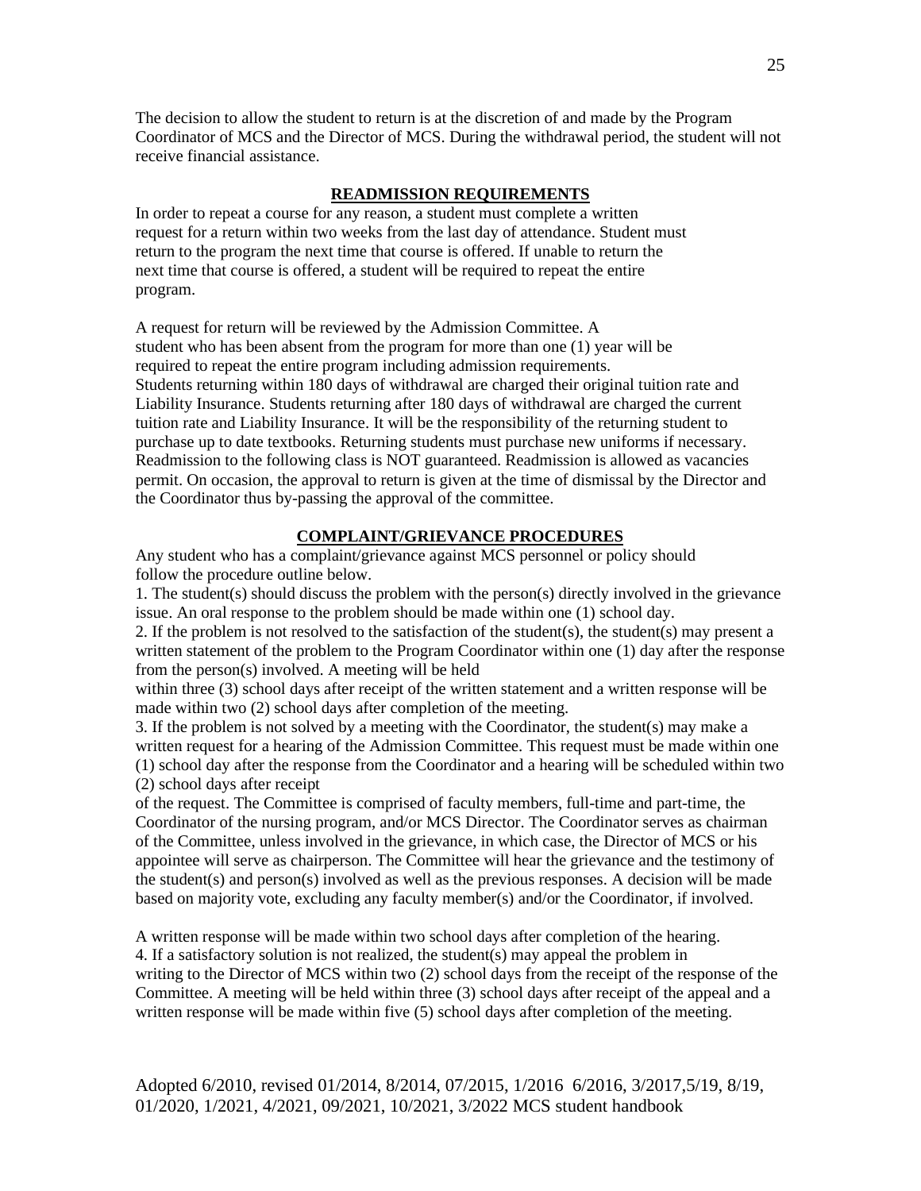The decision to allow the student to return is at the discretion of and made by the Program Coordinator of MCS and the Director of MCS. During the withdrawal period, the student will not receive financial assistance.

## READMISSION REQUIREMENTS

In order to repeat a course for any reason, a student must complete a written request for a return within two weeks from the last day of attendance. Student must return to the program the next time that course is offered. If unable to return the next time that course is offered, a student will be required to repeat the entire program.

A request for return will be reviewed by the Admission Committee. A student who has been absent from the program for more than one (1) year will be required to repeat the entire program including admission requirements. Students returning within 180 days of withdrawal are charged their original tuition rate and Liability Insurance. Students returning after 180 days of withdrawal are charged the current tuition rate and Liability Insurance. It will be the responsibility of the returning student to purchase up to date textbooks. Returning students must purchase new uniforms if necessary. Readmission to the following class is NOT guaranteed. Readmission is allowed as vacancies permit. On occasion, the approval to return is given at the time of dismissal by the Director and the Coordinator thus by-passing the approval of the committee.

## COMPLAINT/GRIEVANCE PROCEDURES

Any student who has a complaint/grievance against MCS personnel or policy should follow the procedure outline below.

1. The student(s) should discuss the problem with the person(s) directly involved in the grievance issue. An oral response to the problem should be made within one (1) school day.
2. If the problem is not resolved to the satisfaction of the student(s), the student(s) may present a written statement of the problem to the Program Coordinator within one (1) day after the response from the person(s) involved. A meeting will be held within three (3) school days after receipt of the written statement and a written response will be made within two (2) school days after completion of the meeting.
3. If the problem is not solved by a meeting with the Coordinator, the student(s) may make a written request for a hearing of the Admission Committee. This request must be made within one (1) school day after the response from the Coordinator and a hearing will be scheduled within two (2) school days after receipt of the request. The Committee is comprised of faculty members, full-time and part-time, the Coordinator of the nursing program, and/or MCS Director. The Coordinator serves as chairman of the Committee, unless involved in the grievance, in which case, the Director of MCS or his appointee will serve as chairperson. The Committee will hear the grievance and the testimony of the student(s) and person(s) involved as well as the previous responses. A decision will be made based on majority vote, excluding any faculty member(s) and/or the Coordinator, if involved.

A written response will be made within two school days after completion of the hearing.

4. If a satisfactory solution is not realized, the student(s) may appeal the problem in writing to the Director of MCS within two (2) school days from the receipt of the response of the Committee. A meeting will be held within three (3) school days after receipt of the appeal and a written response will be made within five (5) school days after completion of the meeting.

Adopted 6/2010, revised 01/2014, 8/2014, 07/2015, 1/2016 6/2016, 3/2017,5/19, 8/19, 01/2020, 1/2021, 4/2021, 09/2021, 10/2021, 3/2022 MCS student handbook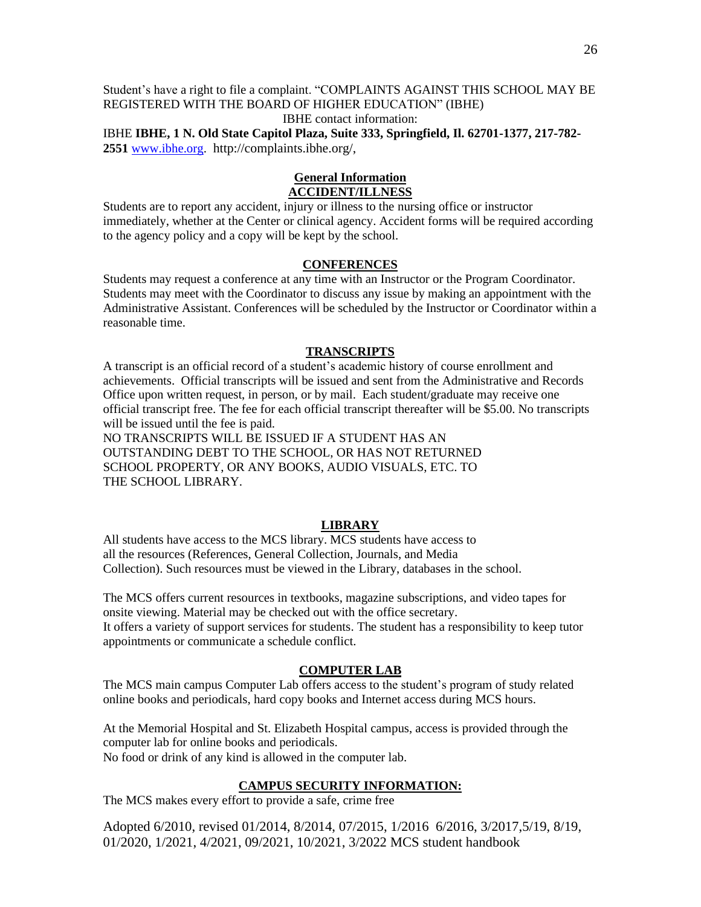Student's have a right to file a complaint. "COMPLAINTS AGAINST THIS SCHOOL MAY BE REGISTERED WITH THE BOARD OF HIGHER EDUCATION" (IBHE)

IBHE contact information:

IBHE **IBHE, 1 N. Old State Capitol Plaza, Suite 333, Springfield, Il. 62701-1377, 217-782-2551** www.ibhe.org. http://complaints.ibhe.org/,

## General Information

### ACCIDENT/ILLNESS

Students are to report any accident, injury or illness to the nursing office or instructor immediately, whether at the Center or clinical agency. Accident forms will be required according to the agency policy and a copy will be kept by the school.

### CONFERENCES

Students may request a conference at any time with an Instructor or the Program Coordinator. Students may meet with the Coordinator to discuss any issue by making an appointment with the Administrative Assistant. Conferences will be scheduled by the Instructor or Coordinator within a reasonable time.

### TRANSCRIPTS

A transcript is an official record of a student's academic history of course enrollment and achievements. Official transcripts will be issued and sent from the Administrative and Records Office upon written request, in person, or by mail. Each student/graduate may receive one official transcript free. The fee for each official transcript thereafter will be $5.00. No transcripts will be issued until the fee is paid.

NO TRANSCRIPTS WILL BE ISSUED IF A STUDENT HAS AN OUTSTANDING DEBT TO THE SCHOOL, OR HAS NOT RETURNED SCHOOL PROPERTY, OR ANY BOOKS, AUDIO VISUALS, ETC. TO THE SCHOOL LIBRARY.

### LIBRARY

All students have access to the MCS library. MCS students have access to all the resources (References, General Collection, Journals, and Media Collection). Such resources must be viewed in the Library, databases in the school.

The MCS offers current resources in textbooks, magazine subscriptions, and video tapes for onsite viewing. Material may be checked out with the office secretary.
It offers a variety of support services for students. The student has a responsibility to keep tutor appointments or communicate a schedule conflict.

### COMPUTER LAB

The MCS main campus Computer Lab offers access to the student's program of study related online books and periodicals, hard copy books and Internet access during MCS hours.

At the Memorial Hospital and St. Elizabeth Hospital campus, access is provided through the computer lab for online books and periodicals.
No food or drink of any kind is allowed in the computer lab.

### CAMPUS SECURITY INFORMATION:

The MCS makes every effort to provide a safe, crime free

Adopted 6/2010, revised 01/2014, 8/2014, 07/2015, 1/2016 6/2016, 3/2017,5/19, 8/19, 01/2020, 1/2021, 4/2021, 09/2021, 10/2021, 3/2022 MCS student handbook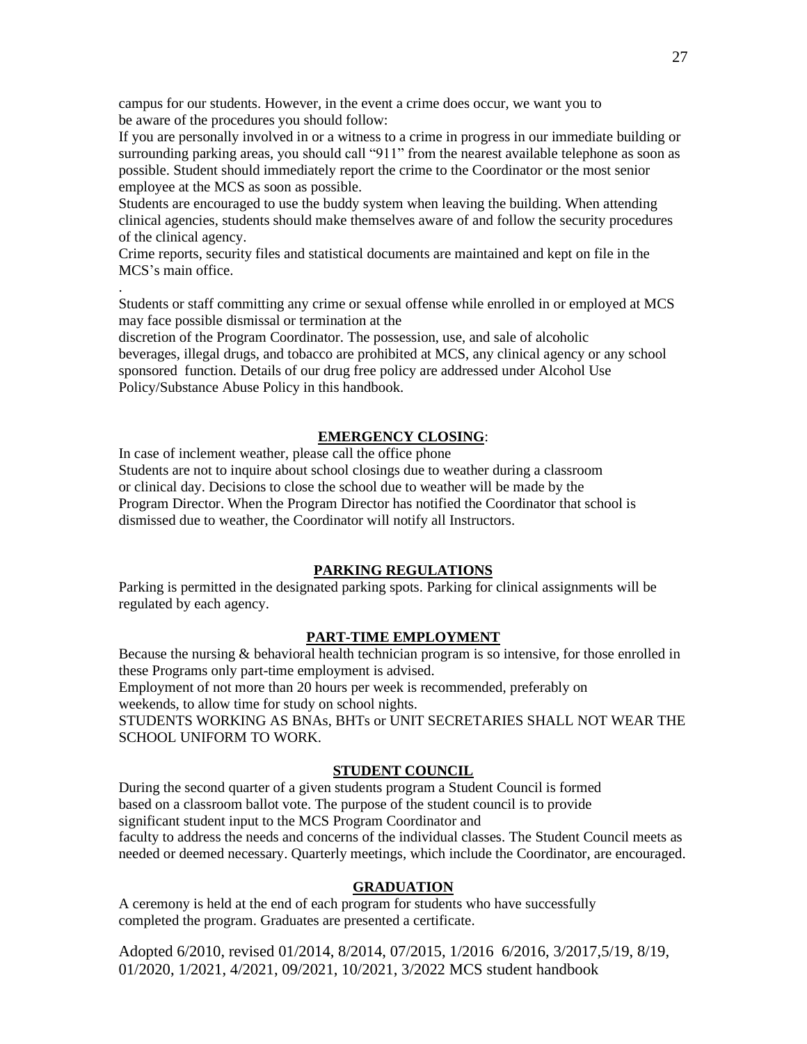campus for our students. However, in the event a crime does occur, we want you to be aware of the procedures you should follow:

If you are personally involved in or a witness to a crime in progress in our immediate building or surrounding parking areas, you should call "911" from the nearest available telephone as soon as possible. Student should immediately report the crime to the Coordinator or the most senior employee at the MCS as soon as possible.

Students are encouraged to use the buddy system when leaving the building. When attending clinical agencies, students should make themselves aware of and follow the security procedures of the clinical agency.

Crime reports, security files and statistical documents are maintained and kept on file in the MCS's main office.

.

Students or staff committing any crime or sexual offense while enrolled in or employed at MCS may face possible dismissal or termination at the discretion of the Program Coordinator. The possession, use, and sale of alcoholic beverages, illegal drugs, and tobacco are prohibited at MCS, any clinical agency or any school sponsored function. Details of our drug free policy are addressed under Alcohol Use Policy/Substance Abuse Policy in this handbook.

## EMERGENCY CLOSING:

In case of inclement weather, please call the office phone

Students are not to inquire about school closings due to weather during a classroom or clinical day. Decisions to close the school due to weather will be made by the Program Director. When the Program Director has notified the Coordinator that school is dismissed due to weather, the Coordinator will notify all Instructors.

## PARKING REGULATIONS

Parking is permitted in the designated parking spots. Parking for clinical assignments will be regulated by each agency.

## PART-TIME EMPLOYMENT

Because the nursing & behavioral health technician program is so intensive, for those enrolled in these Programs only part-time employment is advised.

Employment of not more than 20 hours per week is recommended, preferably on weekends, to allow time for study on school nights.

STUDENTS WORKING AS BNAs, BHTs or UNIT SECRETARIES SHALL NOT WEAR THE SCHOOL UNIFORM TO WORK.

## STUDENT COUNCIL

During the second quarter of a given students program a Student Council is formed based on a classroom ballot vote. The purpose of the student council is to provide significant student input to the MCS Program Coordinator and faculty to address the needs and concerns of the individual classes. The Student Council meets as needed or deemed necessary. Quarterly meetings, which include the Coordinator, are encouraged.

## GRADUATION

A ceremony is held at the end of each program for students who have successfully completed the program. Graduates are presented a certificate.

Adopted 6/2010, revised 01/2014, 8/2014, 07/2015, 1/2016 6/2016, 3/2017,5/19, 8/19, 01/2020, 1/2021, 4/2021, 09/2021, 10/2021, 3/2022 MCS student handbook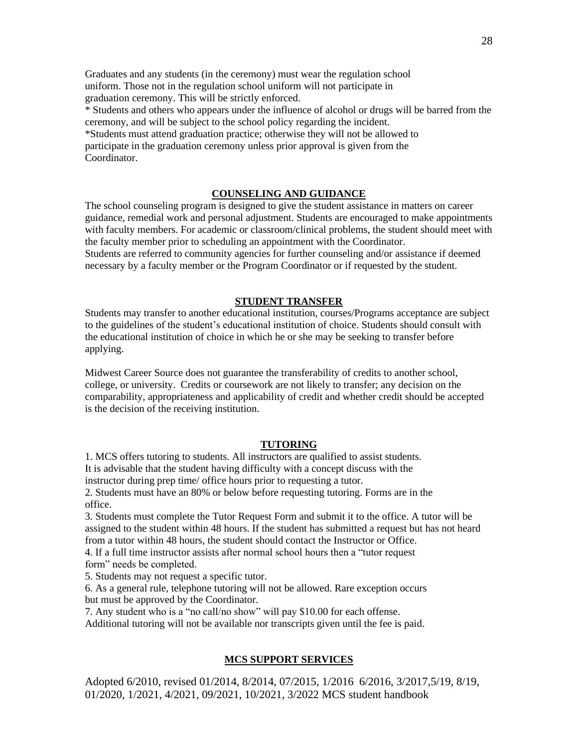Graduates and any students (in the ceremony) must wear the regulation school uniform. Those not in the regulation school uniform will not participate in graduation ceremony. This will be strictly enforced.

* Students and others who appears under the influence of alcohol or drugs will be barred from the ceremony, and will be subject to the school policy regarding the incident.

*Students must attend graduation practice; otherwise they will not be allowed to participate in the graduation ceremony unless prior approval is given from the Coordinator.

## COUNSELING AND GUIDANCE

The school counseling program is designed to give the student assistance in matters on career guidance, remedial work and personal adjustment. Students are encouraged to make appointments with faculty members. For academic or classroom/clinical problems, the student should meet with the faculty member prior to scheduling an appointment with the Coordinator.

Students are referred to community agencies for further counseling and/or assistance if deemed necessary by a faculty member or the Program Coordinator or if requested by the student.

## STUDENT TRANSFER

Students may transfer to another educational institution, courses/Programs acceptance are subject to the guidelines of the student's educational institution of choice. Students should consult with the educational institution of choice in which he or she may be seeking to transfer before applying.

Midwest Career Source does not guarantee the transferability of credits to another school, college, or university. Credits or coursework are not likely to transfer; any decision on the comparability, appropriateness and applicability of credit and whether credit should be accepted is the decision of the receiving institution.

## TUTORING

1. MCS offers tutoring to students. All instructors are qualified to assist students. It is advisable that the student having difficulty with a concept discuss with the instructor during prep time/ office hours prior to requesting a tutor.
2. Students must have an 80% or below before requesting tutoring. Forms are in the office.
3. Students must complete the Tutor Request Form and submit it to the office. A tutor will be assigned to the student within 48 hours. If the student has submitted a request but has not heard from a tutor within 48 hours, the student should contact the Instructor or Office.
4. If a full time instructor assists after normal school hours then a "tutor request form" needs be completed.
5. Students may not request a specific tutor.
6. As a general rule, telephone tutoring will not be allowed. Rare exception occurs but must be approved by the Coordinator.
7. Any student who is a "no call/no show" will pay $10.00 for each offense. Additional tutoring will not be available nor transcripts given until the fee is paid.

## MCS SUPPORT SERVICES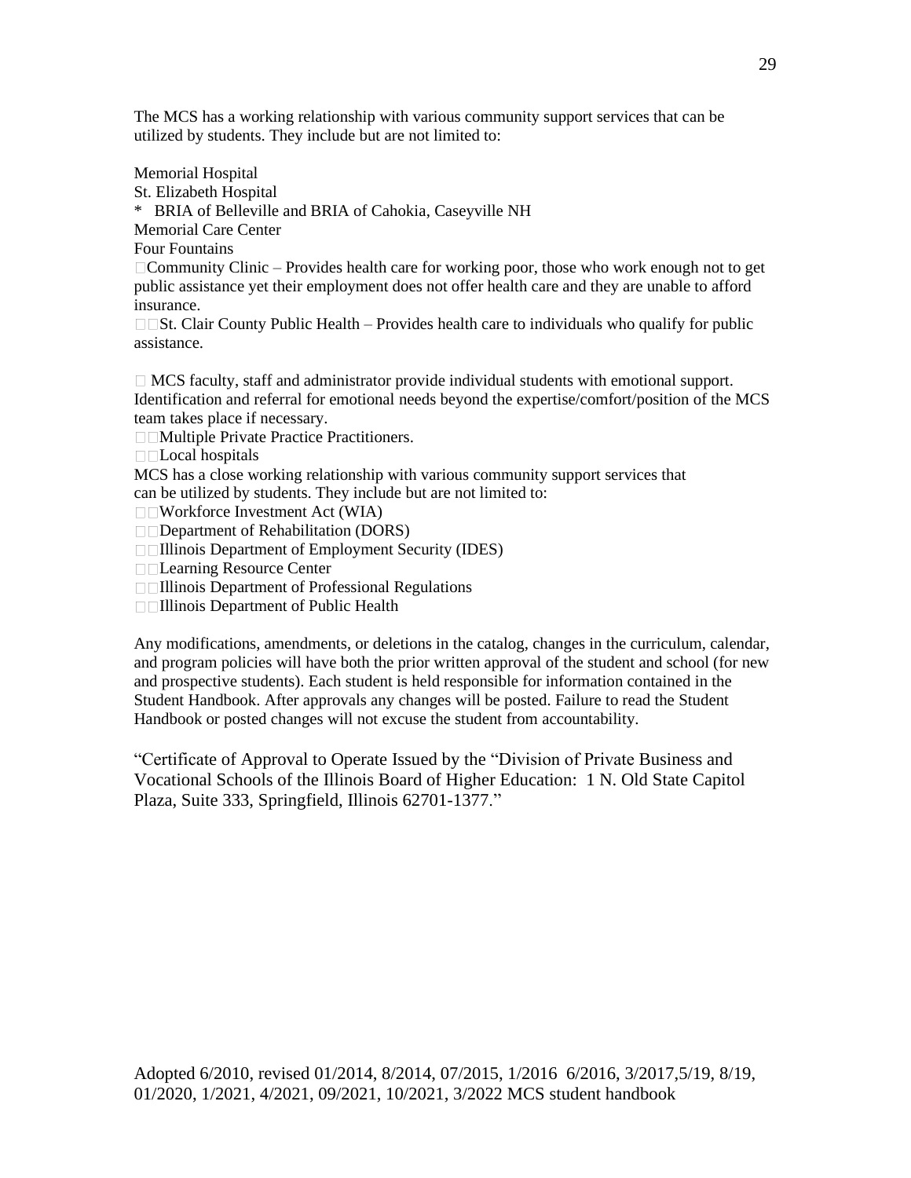The MCS has a working relationship with various community support services that can be utilized by students. They include but are not limited to:

Memorial Hospital  
St. Elizabeth Hospital  
* BRIA of Belleville and BRIA of Cahokia, Caseyville NH  
Memorial Care Center  
Four Fountains

- Community Clinic – Provides health care for working poor, those who work enough not to get public assistance yet their employment does not offer health care and they are unable to afford insurance.
- St. Clair County Public Health – Provides health care to individuals who qualify for public assistance.

- MCS faculty, staff and administrator provide individual students with emotional support. Identification and referral for emotional needs beyond the expertise/comfort/position of the MCS team takes place if necessary.
- Multiple Private Practice Practitioners.
- Local hospitals

MCS has a close working relationship with various community support services that can be utilized by students. They include but are not limited to:

- Workforce Investment Act (WIA)
- Department of Rehabilitation (DORS)
- Illinois Department of Employment Security (IDES)
- Learning Resource Center
- Illinois Department of Professional Regulations
- Illinois Department of Public Health

Any modifications, amendments, or deletions in the catalog, changes in the curriculum, calendar, and program policies will have both the prior written approval of the student and school (for new and prospective students). Each student is held responsible for information contained in the Student Handbook. After approvals any changes will be posted. Failure to read the Student Handbook or posted changes will not excuse the student from accountability.

"Certificate of Approval to Operate Issued by the "Division of Private Business and Vocational Schools of the Illinois Board of Higher Education: 1 N. Old State Capitol Plaza, Suite 333, Springfield, Illinois 62701-1377."

Adopted 6/2010, revised 01/2014, 8/2014, 07/2015, 1/2016 6/2016, 3/2017,5/19, 8/19, 01/2020, 1/2021, 4/2021, 09/2021, 10/2021, 3/2022 MCS student handbook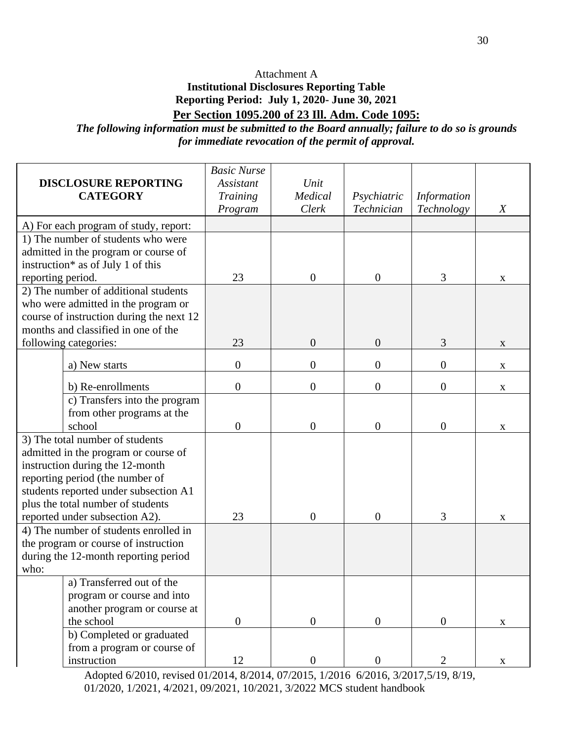Attachment A

**Institutional Disclosures Reporting Table**

**Reporting Period: July 1, 2020- June 30, 2021**

**Per Section 1095.200 of 23 Ill. Adm. Code 1095:**

***The following information must be submitted to the Board annually; failure to do so is grounds for immediate revocation of the permit of approval.***

| **DISCLOSURE REPORTING CATEGORY** | | *Basic Nurse Assistant Training Program* | *Unit Medical Clerk* | *Psychiatric Technician* | *Information Technology* | *X* |
|---|---|---|---|---|---|---|
| A) For each program of study, report: | | | | | | |
| 1) The number of students who were admitted in the program or course of instruction* as of July 1 of this reporting period. | | 23 | 0 | 0 | 3 | x |
| 2) The number of additional students who were admitted in the program or course of instruction during the next 12 months and classified in one of the following categories: | | 23 | 0 | 0 | 3 | x |
| | a) New starts | 0 | 0 | 0 | 0 | x |
| | b) Re-enrollments | 0 | 0 | 0 | 0 | x |
| | c) Transfers into the program from other programs at the school | 0 | 0 | 0 | 0 | x |
| 3) The total number of students admitted in the program or course of instruction during the 12-month reporting period (the number of students reported under subsection A1 plus the total number of students reported under subsection A2). | | 23 | 0 | 0 | 3 | x |
| 4) The number of students enrolled in the program or course of instruction during the 12-month reporting period who: | | | | | | |
| | a) Transferred out of the program or course and into another program or course at the school | 0 | 0 | 0 | 0 | x |
| | b) Completed or graduated from a program or course of instruction | 12 | 0 | 0 | 2 | x |

Adopted 6/2010, revised 01/2014, 8/2014, 07/2015, 1/2016 6/2016, 3/2017,5/19, 8/19, 01/2020, 1/2021, 4/2021, 09/2021, 10/2021, 3/2022 MCS student handbook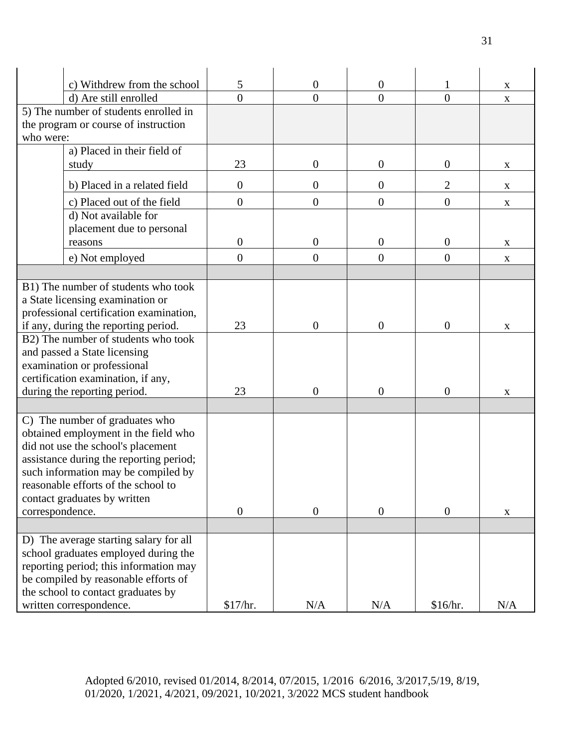| | | | | | | |
|---|---|---|---|---|---|---|
| | c) Withdrew from the school | 5 | 0 | 0 | 1 | x |
| | d) Are still enrolled | 0 | 0 | 0 | 0 | x |
| 5) The number of students enrolled in the program or course of instruction who were: | | | | | | |
| | a) Placed in their field of study | 23 | 0 | 0 | 0 | x |
| | b) Placed in a related field | 0 | 0 | 0 | 2 | x |
| | c) Placed out of the field | 0 | 0 | 0 | 0 | x |
| | d) Not available for placement due to personal reasons | 0 | 0 | 0 | 0 | x |
| | e) Not employed | 0 | 0 | 0 | 0 | x |
| | | | | | | |
| B1) The number of students who took a State licensing examination or professional certification examination, if any, during the reporting period. | | 23 | 0 | 0 | 0 | x |
| B2) The number of students who took and passed a State licensing examination or professional certification examination, if any, during the reporting period. | | 23 | 0 | 0 | 0 | x |
| | | | | | | |
| C) The number of graduates who obtained employment in the field who did not use the school's placement assistance during the reporting period; such information may be compiled by reasonable efforts of the school to contact graduates by written correspondence. | | 0 | 0 | 0 | 0 | x |
| | | | | | | |
| D) The average starting salary for all school graduates employed during the reporting period; this information may be compiled by reasonable efforts of the school to contact graduates by written correspondence. | | $17/hr. | N/A | N/A | $16/hr. | N/A |

Adopted 6/2010, revised 01/2014, 8/2014, 07/2015, 1/2016 6/2016, 3/2017,5/19, 8/19, 01/2020, 1/2021, 4/2021, 09/2021, 10/2021, 3/2022 MCS student handbook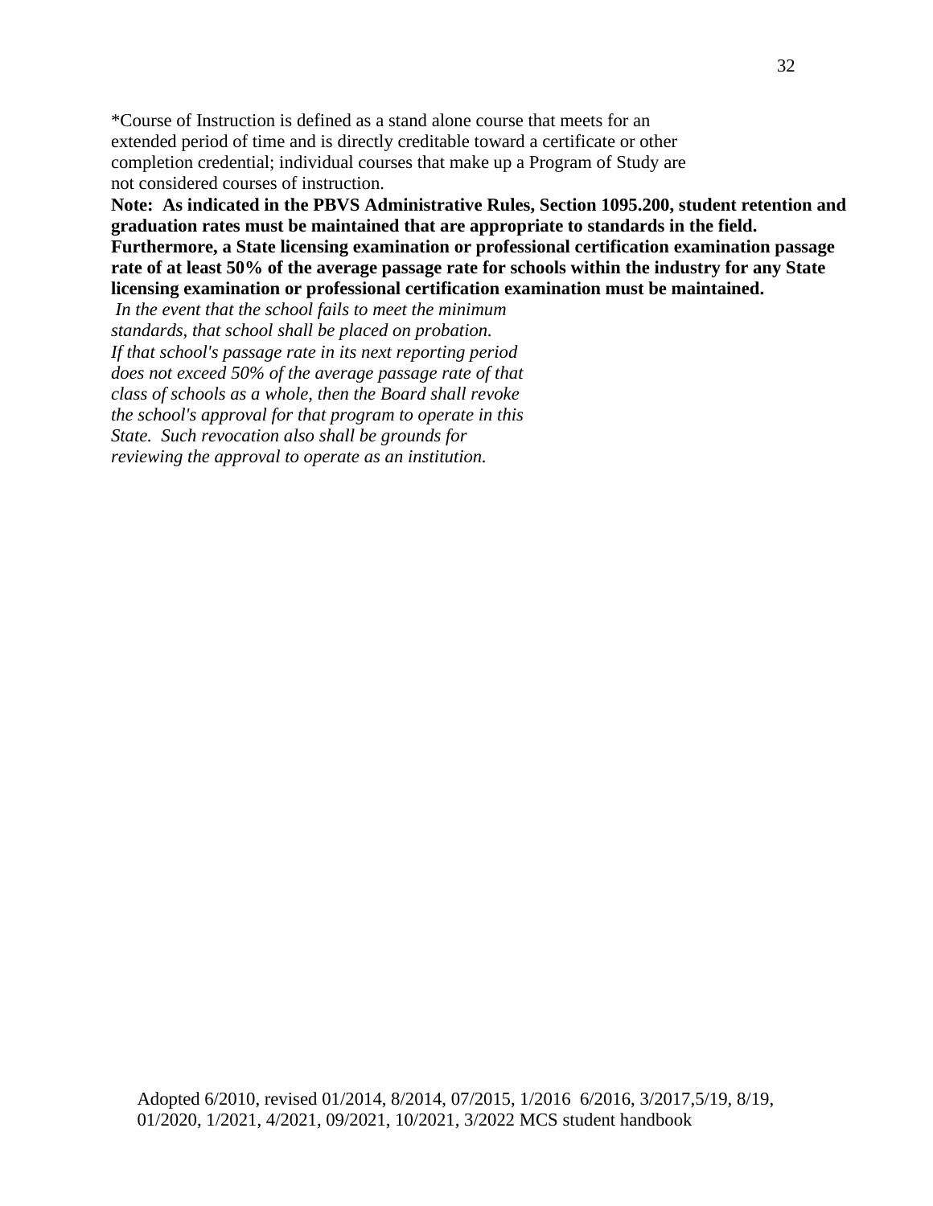*Course of Instruction is defined as a stand alone course that meets for an extended period of time and is directly creditable toward a certificate or other completion credential; individual courses that make up a Program of Study are not considered courses of instruction.

**Note: As indicated in the PBVS Administrative Rules, Section 1095.200, student retention and graduation rates must be maintained that are appropriate to standards in the field. Furthermore, a State licensing examination or professional certification examination passage rate of at least 50% of the average passage rate for schools within the industry for any State licensing examination or professional certification examination must be maintained.**

*In the event that the school fails to meet the minimum standards, that school shall be placed on probation. If that school's passage rate in its next reporting period does not exceed 50% of the average passage rate of that class of schools as a whole, then the Board shall revoke the school's approval for that program to operate in this State. Such revocation also shall be grounds for reviewing the approval to operate as an institution.*

Adopted 6/2010, revised 01/2014, 8/2014, 07/2015, 1/2016 6/2016, 3/2017,5/19, 8/19, 01/2020, 1/2021, 4/2021, 09/2021, 10/2021, 3/2022 MCS student handbook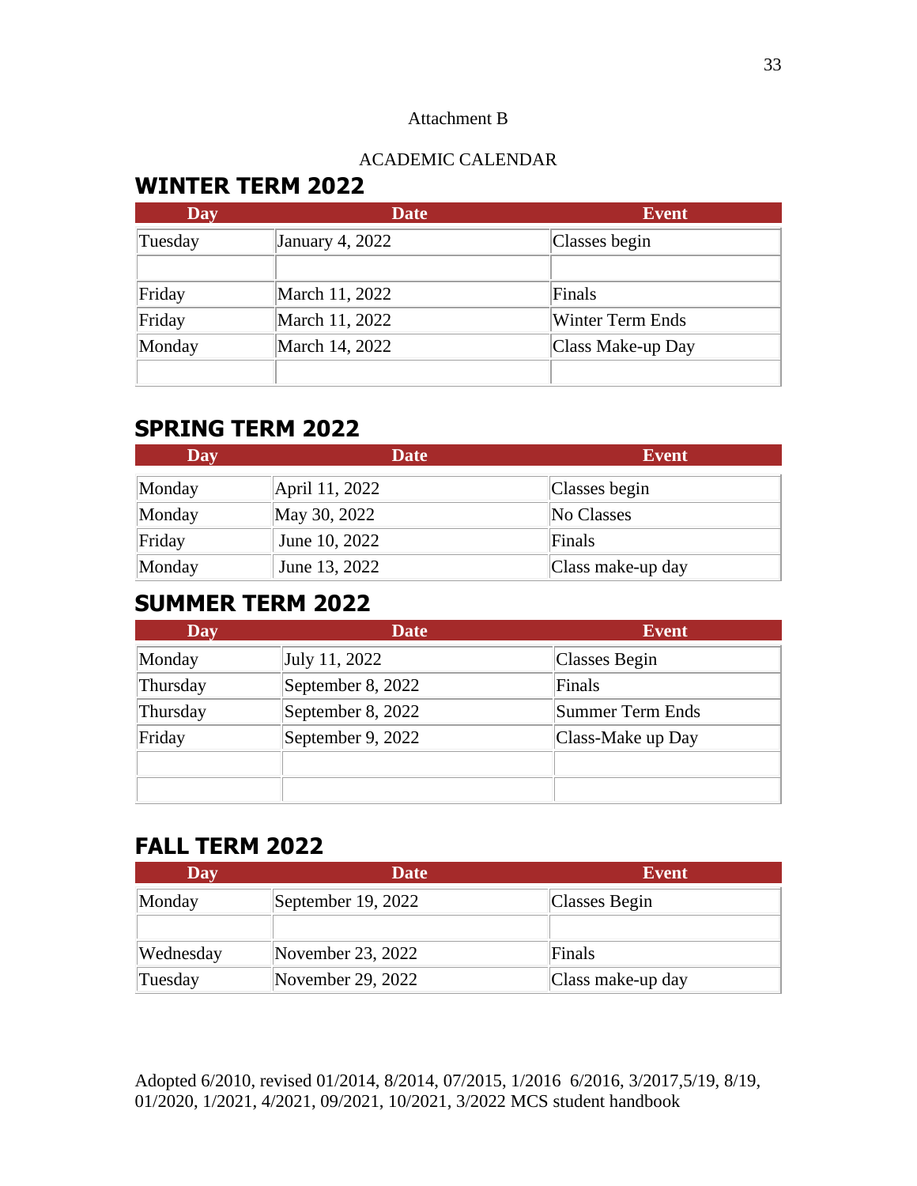Attachment B

ACADEMIC CALENDAR

## WINTER TERM 2022

| Day | Date | Event |
|---|---|---|
| Tuesday | January 4, 2022 | Classes begin |
| | | |
| Friday | March 11, 2022 | Finals |
| Friday | March 11, 2022 | Winter Term Ends |
| Monday | March 14, 2022 | Class Make-up Day |
| | | |

## SPRING TERM 2022

| Day | Date | Event |
|---|---|---|
| Monday | April 11, 2022 | Classes begin |
| Monday | May 30, 2022 | No Classes |
| Friday | June 10, 2022 | Finals |
| Monday | June 13, 2022 | Class make-up day |

## SUMMER TERM 2022

| Day | Date | Event |
|---|---|---|
| Monday | July 11, 2022 | Classes Begin |
| Thursday | September 8, 2022 | Finals |
| Thursday | September 8, 2022 | Summer Term Ends |
| Friday | September 9, 2022 | Class-Make up Day |
| | | |
| | | |

## FALL TERM 2022

| Day | Date | Event |
|---|---|---|
| Monday | September 19, 2022 | Classes Begin |
| | | |
| Wednesday | November 23, 2022 | Finals |
| Tuesday | November 29, 2022 | Class make-up day |

Adopted 6/2010, revised 01/2014, 8/2014, 07/2015, 1/2016 6/2016, 3/2017,5/19, 8/19, 01/2020, 1/2021, 4/2021, 09/2021, 10/2021, 3/2022 MCS student handbook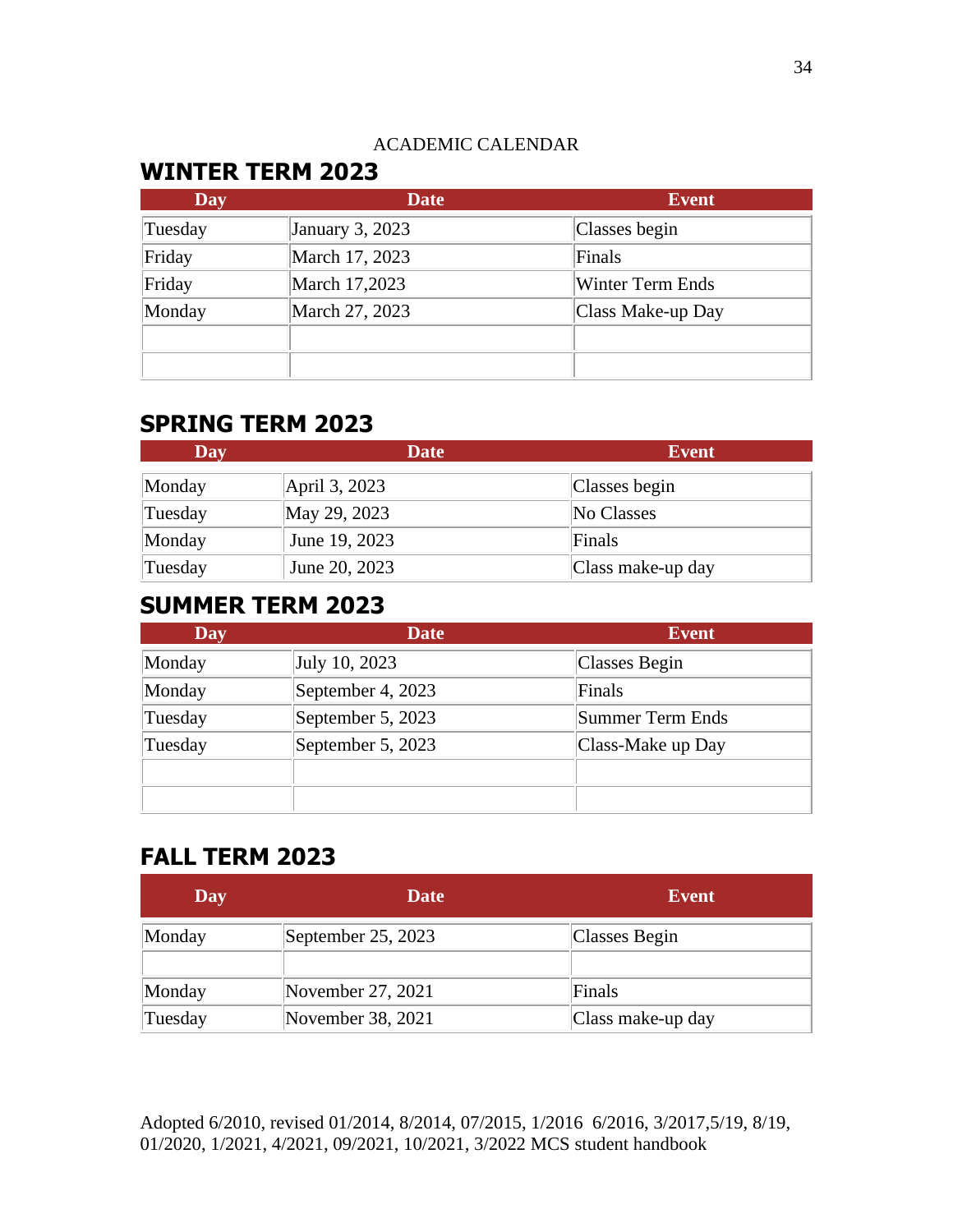ACADEMIC CALENDAR

## WINTER TERM 2023

| Day | Date | Event |
|---|---|---|
| Tuesday | January 3, 2023 | Classes begin |
| Friday | March 17, 2023 | Finals |
| Friday | March 17,2023 | Winter Term Ends |
| Monday | March 27, 2023 | Class Make-up Day |
| | | |
| | | |

## SPRING TERM 2023

| Day | Date | Event |
|---|---|---|
| Monday | April 3, 2023 | Classes begin |
| Tuesday | May 29, 2023 | No Classes |
| Monday | June 19, 2023 | Finals |
| Tuesday | June 20, 2023 | Class make-up day |

## SUMMER TERM 2023

| Day | Date | Event |
|---|---|---|
| Monday | July 10, 2023 | Classes Begin |
| Monday | September 4, 2023 | Finals |
| Tuesday | September 5, 2023 | Summer Term Ends |
| Tuesday | September 5, 2023 | Class-Make up Day |
| | | |
| | | |

## FALL TERM 2023

| Day | Date | Event |
|---|---|---|
| Monday | September 25, 2023 | Classes Begin |
| | | |
| Monday | November 27, 2021 | Finals |
| Tuesday | November 38, 2021 | Class make-up day |

Adopted 6/2010, revised 01/2014, 8/2014, 07/2015, 1/2016 6/2016, 3/2017,5/19, 8/19, 01/2020, 1/2021, 4/2021, 09/2021, 10/2021, 3/2022 MCS student handbook